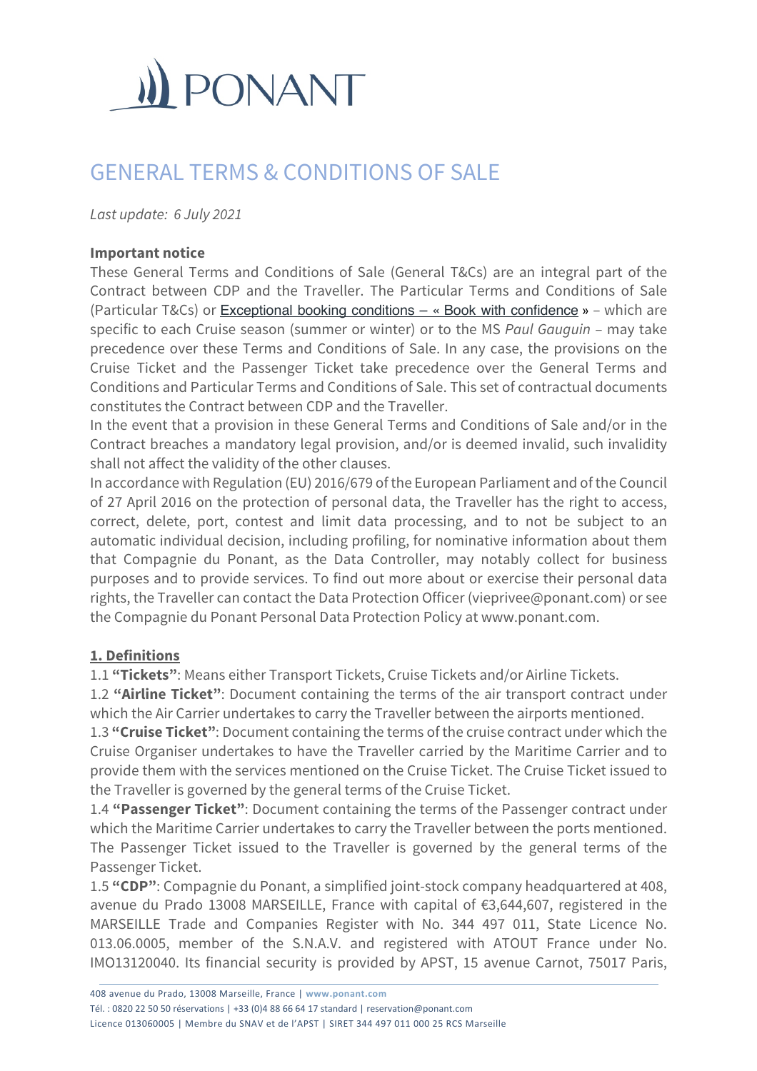# PONANT

## GENERAL TERMS & CONDITIONS OF SALE

*Last update: 6 July 2021*

**Important notice**

These General Terms and Conditions of Sale (General T&Cs) are an integral part of the Contract between CDP and the Traveller. The Particular Terms and Conditions of Sale (Particular T&Cs) or Exceptional booking conditions – « Book with confidence » – which are specific to each Cruise season (summer or winter) or to the MS *Paul Gauguin* – may take precedence over these Terms and Conditions of Sale. In any case, the provisions on the Cruise Ticket and the Passenger Ticket take precedence over the General Terms and Conditions and Particular Terms and Conditions of Sale. This set of contractual documents constitutes the Contract between CDP and the Traveller.

In the event that a provision in these General Terms and Conditions of Sale and/or in the Contract breaches a mandatory legal provision, and/or is deemed invalid, such invalidity shall not affect the validity of the other clauses.

In accordance with Regulation (EU) 2016/679 of the European Parliament and of the Council of 27 April 2016 on the protection of personal data, the Traveller has the right to access, correct, delete, port, contest and limit data processing, and to not be subject to an automatic individual decision, including profiling, for nominative information about them that Compagnie du Ponant, as the Data Controller, may notably collect for business purposes and to provide services. To find out more about or exercise their personal data rights, the Traveller can contact the Data Protection Officer (vieprivee@ponant.com) or see the Compagnie du Ponant Personal Data Protection Policy at www.ponant.com.

### 1. Definitions

1.1 **"Tickets"**: Means either Transport Tickets, Cruise Tickets and/or Airline Tickets.

1.2 **"Airline Ticket"**: Document containing the terms of the air transport contract under which the Air Carrier undertakes to carry the Traveller between the airports mentioned.

1.3 **"Cruise Ticket"**: Document containing the terms of the cruise contract under which the Cruise Organiser undertakes to have the Traveller carried by the Maritime Carrier and to provide them with the services mentioned on the Cruise Ticket. The Cruise Ticket issued to the Traveller is governed by the general terms of the Cruise Ticket.

1.4 **"Passenger Ticket"**: Document containing the terms of the Passenger contract under which the Maritime Carrier undertakes to carry the Traveller between the ports mentioned. The Passenger Ticket issued to the Traveller is governed by the general terms of the Passenger Ticket.

1.5 **"CDP"**: Compagnie du Ponant, a simplified joint-stock company headquartered at 408, avenue du Prado 13008 MARSEILLE, France with capital of €3,644,607, registered in the MARSEILLE Trade and Companies Register with No. 344 497 011, State Licence No. 013.06.0005, member of the S.N.A.V. and registered with ATOUT France under No. IMO13120040. Its financial security is provided by APST, 15 avenue Carnot, 75017 Paris,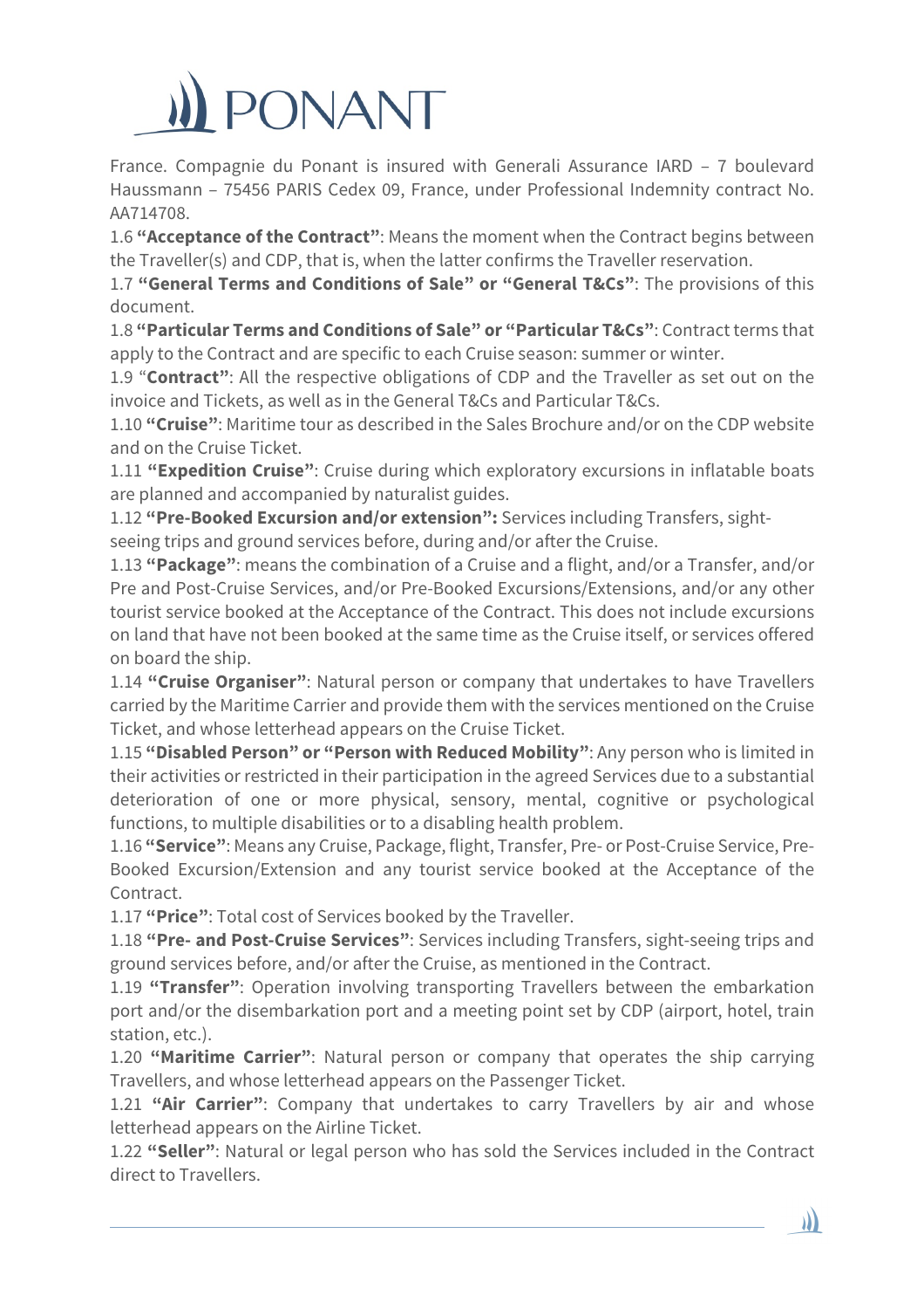France. Compagnie du Ponant is insured with Generali Assurance IARD – 7 boulevard Haussmann – 75456 PARIS Cedex 09, France, under Professional Indemnity contract No. AA714708.

1.6 **"Acceptance of the Contract"**: Means the moment when the Contract begins between the Traveller(s) and CDP, that is, when the latter confirms the Traveller reservation.

1.7 **"General Terms and Conditions of Sale" or "General T&Cs"**: The provisions of this document.

1.8 **"Particular Terms and Conditions of Sale" or "Particular T&Cs"**: Contract terms that apply to the Contract and are specific to each Cruise season: summer or winter.

1.9 "**Contract"**: All the respective obligations of CDP and the Traveller as set out on the invoice and Tickets, as well as in the General T&Cs and Particular T&Cs.

1.10 **"Cruise"**: Maritime tour as described in the Sales Brochure and/or on the CDP website and on the Cruise Ticket.

1.11 **"Expedition Cruise"**: Cruise during which exploratory excursions in inflatable boats are planned and accompanied by naturalist guides.

1.12 **"Pre-Booked Excursion and/or extension":** Services including Transfers, sight-seeing trips and ground services before, during and/or after the Cruise.

1.13 **"Package"**: means the combination of a Cruise and a flight, and/or a Transfer, and/or Pre and Post-Cruise Services, and/or Pre-Booked Excursions/Extensions, and/or any other tourist service booked at the Acceptance of the Contract. This does not include excursions on land that have not been booked at the same time as the Cruise itself, or services offered on board the ship.

1.14 **"Cruise Organiser"**: Natural person or company that undertakes to have Travellers carried by the Maritime Carrier and provide them with the services mentioned on the Cruise Ticket, and whose letterhead appears on the Cruise Ticket.

1.15 **"Disabled Person" or "Person with Reduced Mobility"**: Any person who is limited in their activities or restricted in their participation in the agreed Services due to a substantial deterioration of one or more physical, sensory, mental, cognitive or psychological functions, to multiple disabilities or to a disabling health problem.

1.16 **"Service"**: Means any Cruise, Package, flight, Transfer, Pre- or Post-Cruise Service, Pre-Booked Excursion/Extension and any tourist service booked at the Acceptance of the Contract.

1.17 **"Price"**: Total cost of Services booked by the Traveller.

1.18 **"Pre- and Post-Cruise Services"**: Services including Transfers, sight-seeing trips and ground services before, and/or after the Cruise, as mentioned in the Contract.

1.19 **"Transfer"**: Operation involving transporting Travellers between the embarkation port and/or the disembarkation port and a meeting point set by CDP (airport, hotel, train station, etc.).

1.20 **"Maritime Carrier"**: Natural person or company that operates the ship carrying Travellers, and whose letterhead appears on the Passenger Ticket.

1.21 **"Air Carrier"**: Company that undertakes to carry Travellers by air and whose letterhead appears on the Airline Ticket.

1.22 **"Seller"**: Natural or legal person who has sold the Services included in the Contract direct to Travellers.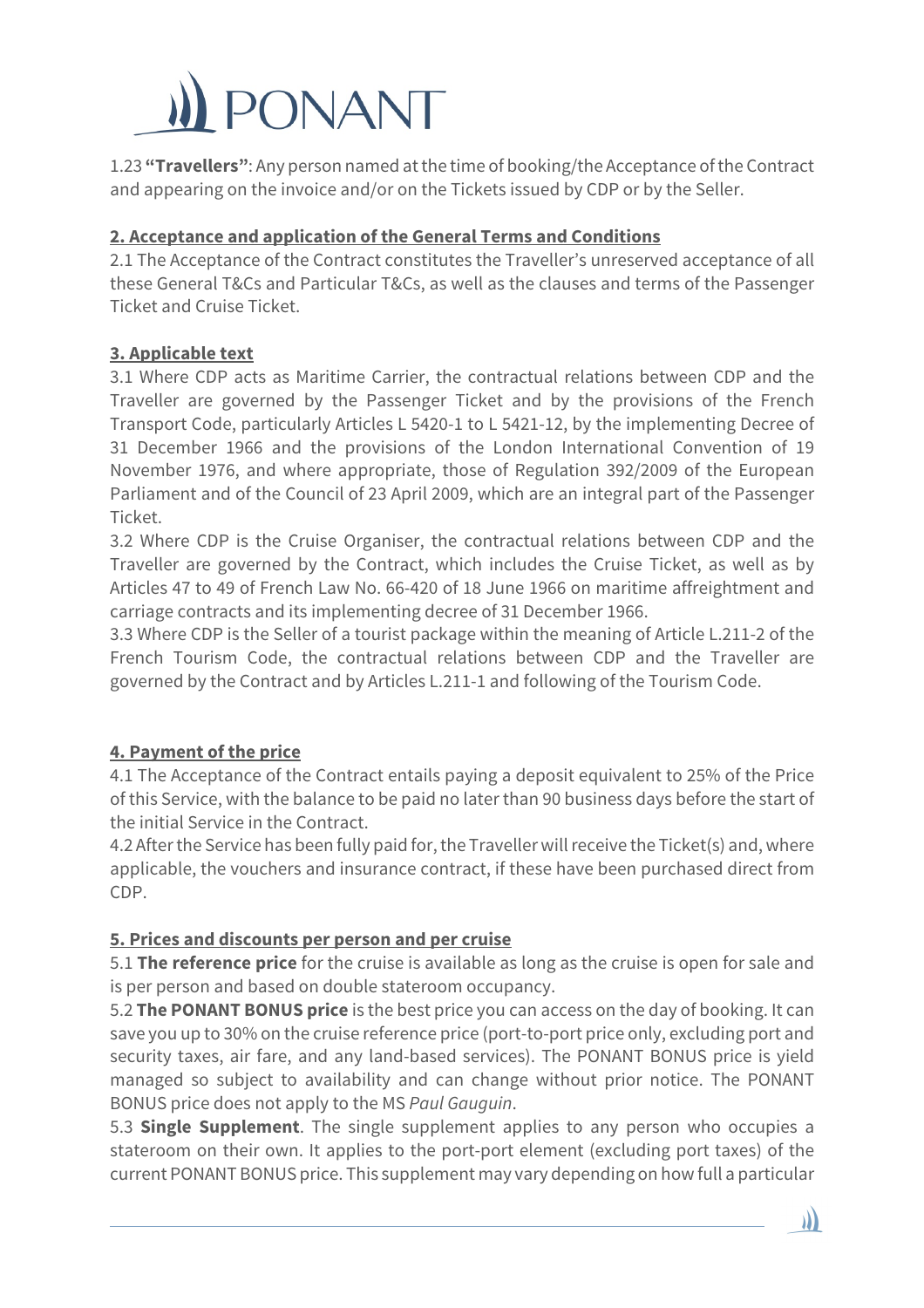1.23 **"Travellers"**: Any person named at the time of booking/the Acceptance of the Contract and appearing on the invoice and/or on the Tickets issued by CDP or by the Seller.

## 2. Acceptance and application of the General Terms and Conditions

2.1 The Acceptance of the Contract constitutes the Traveller's unreserved acceptance of all these General T&Cs and Particular T&Cs, as well as the clauses and terms of the Passenger Ticket and Cruise Ticket.

## 3. Applicable text

3.1 Where CDP acts as Maritime Carrier, the contractual relations between CDP and the Traveller are governed by the Passenger Ticket and by the provisions of the French Transport Code, particularly Articles L 5420-1 to L 5421-12, by the implementing Decree of 31 December 1966 and the provisions of the London International Convention of 19 November 1976, and where appropriate, those of Regulation 392/2009 of the European Parliament and of the Council of 23 April 2009, which are an integral part of the Passenger Ticket.

3.2 Where CDP is the Cruise Organiser, the contractual relations between CDP and the Traveller are governed by the Contract, which includes the Cruise Ticket, as well as by Articles 47 to 49 of French Law No. 66-420 of 18 June 1966 on maritime affreightment and carriage contracts and its implementing decree of 31 December 1966.

3.3 Where CDP is the Seller of a tourist package within the meaning of Article L.211-2 of the French Tourism Code, the contractual relations between CDP and the Traveller are governed by the Contract and by Articles L.211-1 and following of the Tourism Code.

## 4. Payment of the price

4.1 The Acceptance of the Contract entails paying a deposit equivalent to 25% of the Price of this Service, with the balance to be paid no later than 90 business days before the start of the initial Service in the Contract.

4.2 After the Service has been fully paid for, the Traveller will receive the Ticket(s) and, where applicable, the vouchers and insurance contract, if these have been purchased direct from CDP.

## 5. Prices and discounts per person and per cruise

5.1 **The reference price** for the cruise is available as long as the cruise is open for sale and is per person and based on double stateroom occupancy.

5.2 **The PONANT BONUS price** is the best price you can access on the day of booking. It can save you up to 30% on the cruise reference price (port-to-port price only, excluding port and security taxes, air fare, and any land-based services). The PONANT BONUS price is yield managed so subject to availability and can change without prior notice. The PONANT BONUS price does not apply to the MS *Paul Gauguin*.

5.3 **Single Supplement**. The single supplement applies to any person who occupies a stateroom on their own. It applies to the port-port element (excluding port taxes) of the current PONANT BONUS price. This supplement may vary depending on how full a particular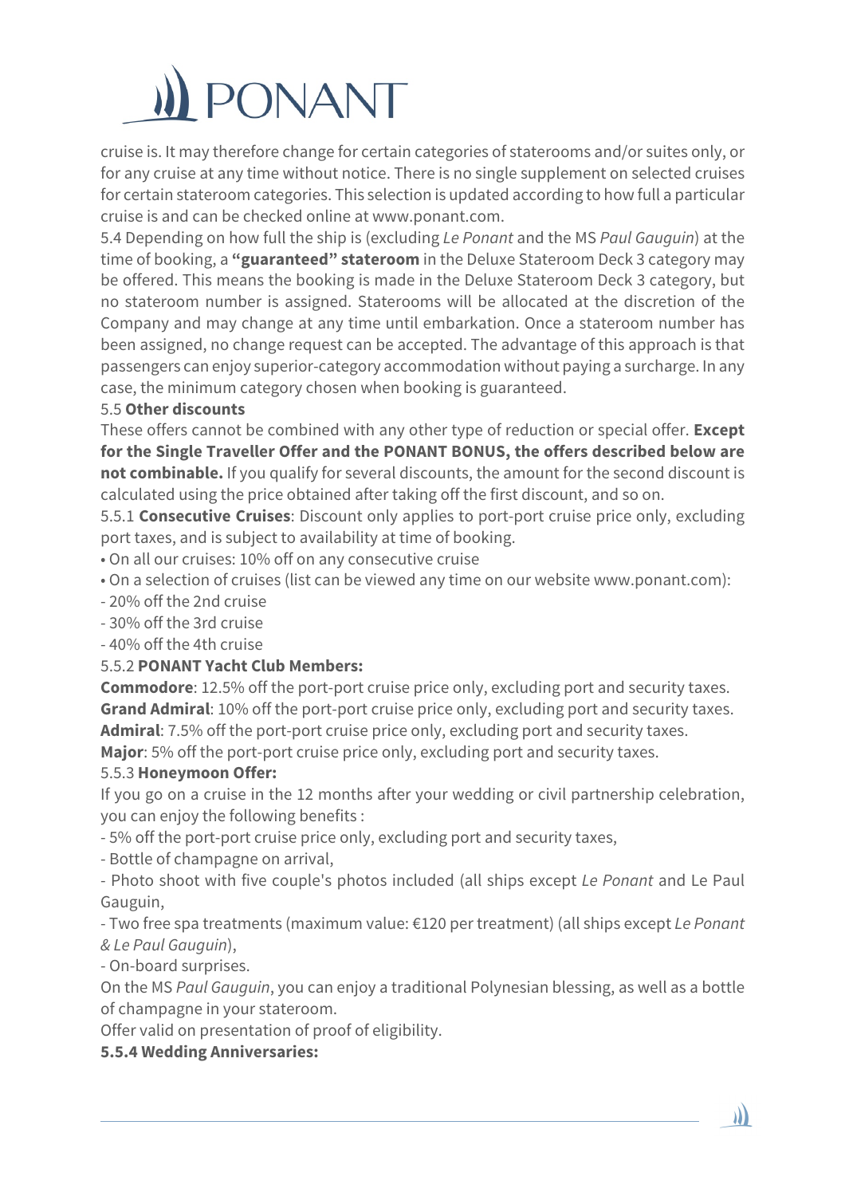cruise is. It may therefore change for certain categories of staterooms and/or suites only, or for any cruise at any time without notice. There is no single supplement on selected cruises for certain stateroom categories. This selection is updated according to how full a particular cruise is and can be checked online at www.ponant.com.

5.4 Depending on how full the ship is (excluding *Le Ponant* and the MS *Paul Gauguin*) at the time of booking, a **"guaranteed" stateroom** in the Deluxe Stateroom Deck 3 category may be offered. This means the booking is made in the Deluxe Stateroom Deck 3 category, but no stateroom number is assigned. Staterooms will be allocated at the discretion of the Company and may change at any time until embarkation. Once a stateroom number has been assigned, no change request can be accepted. The advantage of this approach is that passengers can enjoy superior-category accommodation without paying a surcharge. In any case, the minimum category chosen when booking is guaranteed.

5.5 **Other discounts**

These offers cannot be combined with any other type of reduction or special offer. **Except for the Single Traveller Offer and the PONANT BONUS, the offers described below are not combinable.** If you qualify for several discounts, the amount for the second discount is calculated using the price obtained after taking off the first discount, and so on.

5.5.1 **Consecutive Cruises**: Discount only applies to port-port cruise price only, excluding port taxes, and is subject to availability at time of booking.

- On all our cruises: 10% off on any consecutive cruise
- On a selection of cruises (list can be viewed any time on our website www.ponant.com):

- 20% off the 2nd cruise
- 30% off the 3rd cruise
- 40% off the 4th cruise

5.5.2 **PONANT Yacht Club Members:**

**Commodore**: 12.5% off the port-port cruise price only, excluding port and security taxes.
**Grand Admiral**: 10% off the port-port cruise price only, excluding port and security taxes.
**Admiral**: 7.5% off the port-port cruise price only, excluding port and security taxes.
**Major**: 5% off the port-port cruise price only, excluding port and security taxes.

5.5.3 **Honeymoon Offer:**

If you go on a cruise in the 12 months after your wedding or civil partnership celebration, you can enjoy the following benefits :

- 5% off the port-port cruise price only, excluding port and security taxes,
- Bottle of champagne on arrival,
- Photo shoot with five couple's photos included (all ships except *Le Ponant* and Le Paul Gauguin,
- Two free spa treatments (maximum value: €120 per treatment) (all ships except *Le Ponant & Le Paul Gauguin*),
- On-board surprises.

On the MS *Paul Gauguin*, you can enjoy a traditional Polynesian blessing, as well as a bottle of champagne in your stateroom.

Offer valid on presentation of proof of eligibility.

**5.5.4 Wedding Anniversaries:**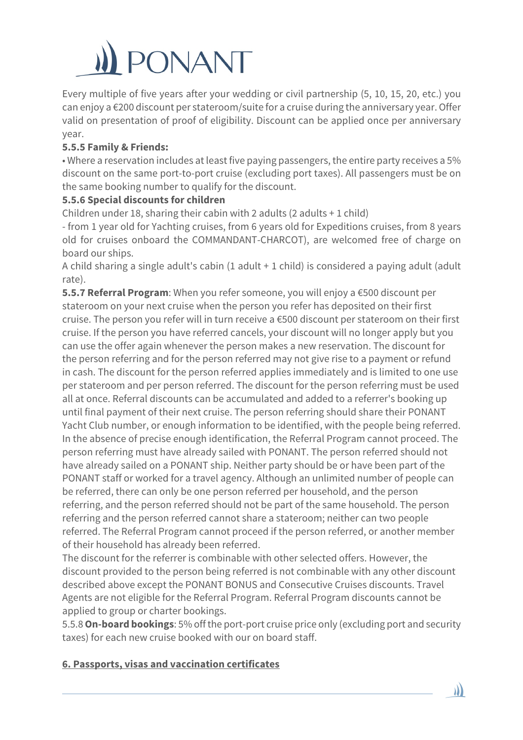Every multiple of five years after your wedding or civil partnership (5, 10, 15, 20, etc.) you can enjoy a €200 discount per stateroom/suite for a cruise during the anniversary year. Offer valid on presentation of proof of eligibility. Discount can be applied once per anniversary year.

**5.5.5 Family & Friends:**

• Where a reservation includes at least five paying passengers, the entire party receives a 5% discount on the same port-to-port cruise (excluding port taxes). All passengers must be on the same booking number to qualify for the discount.

**5.5.6 Special discounts for children**

Children under 18, sharing their cabin with 2 adults (2 adults + 1 child)

- from 1 year old for Yachting cruises, from 6 years old for Expeditions cruises, from 8 years old for cruises onboard the COMMANDANT-CHARCOT), are welcomed free of charge on board our ships.

A child sharing a single adult's cabin (1 adult + 1 child) is considered a paying adult (adult rate).

**5.5.7 Referral Program**: When you refer someone, you will enjoy a €500 discount per stateroom on your next cruise when the person you refer has deposited on their first cruise. The person you refer will in turn receive a €500 discount per stateroom on their first cruise. If the person you have referred cancels, your discount will no longer apply but you can use the offer again whenever the person makes a new reservation. The discount for the person referring and for the person referred may not give rise to a payment or refund in cash. The discount for the person referred applies immediately and is limited to one use per stateroom and per person referred. The discount for the person referring must be used all at once. Referral discounts can be accumulated and added to a referrer's booking up until final payment of their next cruise. The person referring should share their PONANT Yacht Club number, or enough information to be identified, with the people being referred. In the absence of precise enough identification, the Referral Program cannot proceed. The person referring must have already sailed with PONANT. The person referred should not have already sailed on a PONANT ship. Neither party should be or have been part of the PONANT staff or worked for a travel agency. Although an unlimited number of people can be referred, there can only be one person referred per household, and the person referring, and the person referred should not be part of the same household. The person referring and the person referred cannot share a stateroom; neither can two people referred. The Referral Program cannot proceed if the person referred, or another member of their household has already been referred.

The discount for the referrer is combinable with other selected offers. However, the discount provided to the person being referred is not combinable with any other discount described above except the PONANT BONUS and Consecutive Cruises discounts. Travel Agents are not eligible for the Referral Program. Referral Program discounts cannot be applied to group or charter bookings.

5.5.8 **On-board bookings**: 5% off the port-port cruise price only (excluding port and security taxes) for each new cruise booked with our on board staff.

## 6. Passports, visas and vaccination certificates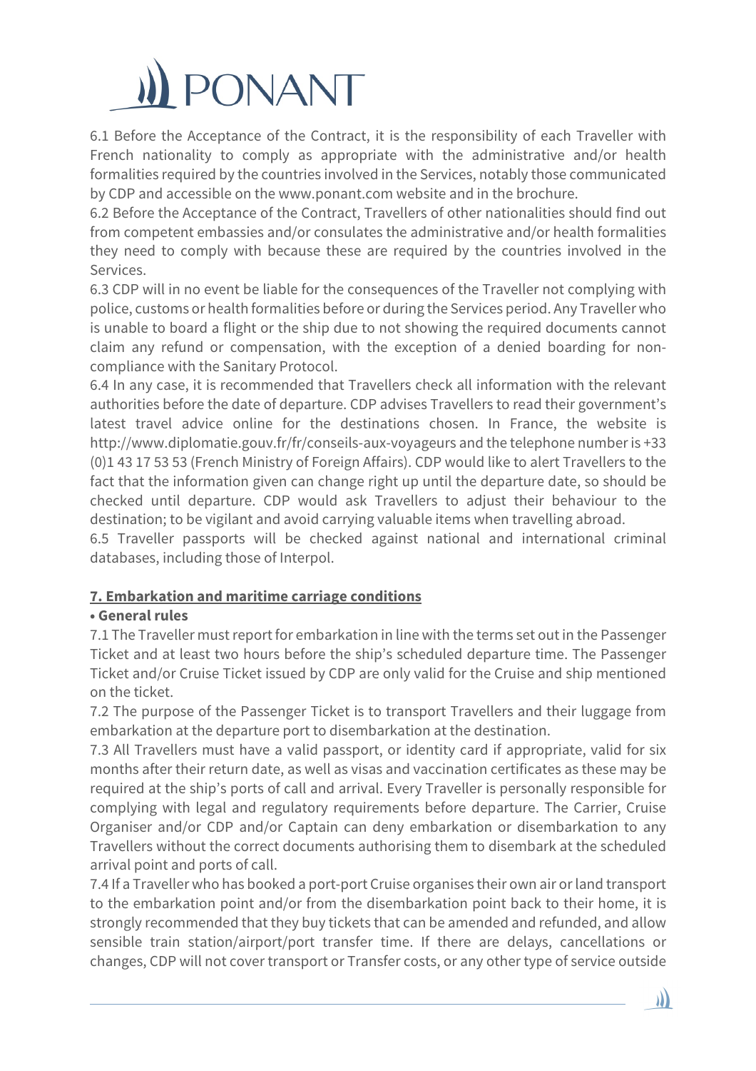6.1 Before the Acceptance of the Contract, it is the responsibility of each Traveller with French nationality to comply as appropriate with the administrative and/or health formalities required by the countries involved in the Services, notably those communicated by CDP and accessible on the www.ponant.com website and in the brochure.

6.2 Before the Acceptance of the Contract, Travellers of other nationalities should find out from competent embassies and/or consulates the administrative and/or health formalities they need to comply with because these are required by the countries involved in the Services.

6.3 CDP will in no event be liable for the consequences of the Traveller not complying with police, customs or health formalities before or during the Services period. Any Traveller who is unable to board a flight or the ship due to not showing the required documents cannot claim any refund or compensation, with the exception of a denied boarding for non-compliance with the Sanitary Protocol.

6.4 In any case, it is recommended that Travellers check all information with the relevant authorities before the date of departure. CDP advises Travellers to read their government's latest travel advice online for the destinations chosen. In France, the website is http://www.diplomatie.gouv.fr/fr/conseils-aux-voyageurs and the telephone number is +33 (0)1 43 17 53 53 (French Ministry of Foreign Affairs). CDP would like to alert Travellers to the fact that the information given can change right up until the departure date, so should be checked until departure. CDP would ask Travellers to adjust their behaviour to the destination; to be vigilant and avoid carrying valuable items when travelling abroad.

6.5 Traveller passports will be checked against national and international criminal databases, including those of Interpol.

## 7. Embarkation and maritime carriage conditions

**• General rules**

7.1 The Traveller must report for embarkation in line with the terms set out in the Passenger Ticket and at least two hours before the ship's scheduled departure time. The Passenger Ticket and/or Cruise Ticket issued by CDP are only valid for the Cruise and ship mentioned on the ticket.

7.2 The purpose of the Passenger Ticket is to transport Travellers and their luggage from embarkation at the departure port to disembarkation at the destination.

7.3 All Travellers must have a valid passport, or identity card if appropriate, valid for six months after their return date, as well as visas and vaccination certificates as these may be required at the ship's ports of call and arrival. Every Traveller is personally responsible for complying with legal and regulatory requirements before departure. The Carrier, Cruise Organiser and/or CDP and/or Captain can deny embarkation or disembarkation to any Travellers without the correct documents authorising them to disembark at the scheduled arrival point and ports of call.

7.4 If a Traveller who has booked a port-port Cruise organises their own air or land transport to the embarkation point and/or from the disembarkation point back to their home, it is strongly recommended that they buy tickets that can be amended and refunded, and allow sensible train station/airport/port transfer time. If there are delays, cancellations or changes, CDP will not cover transport or Transfer costs, or any other type of service outside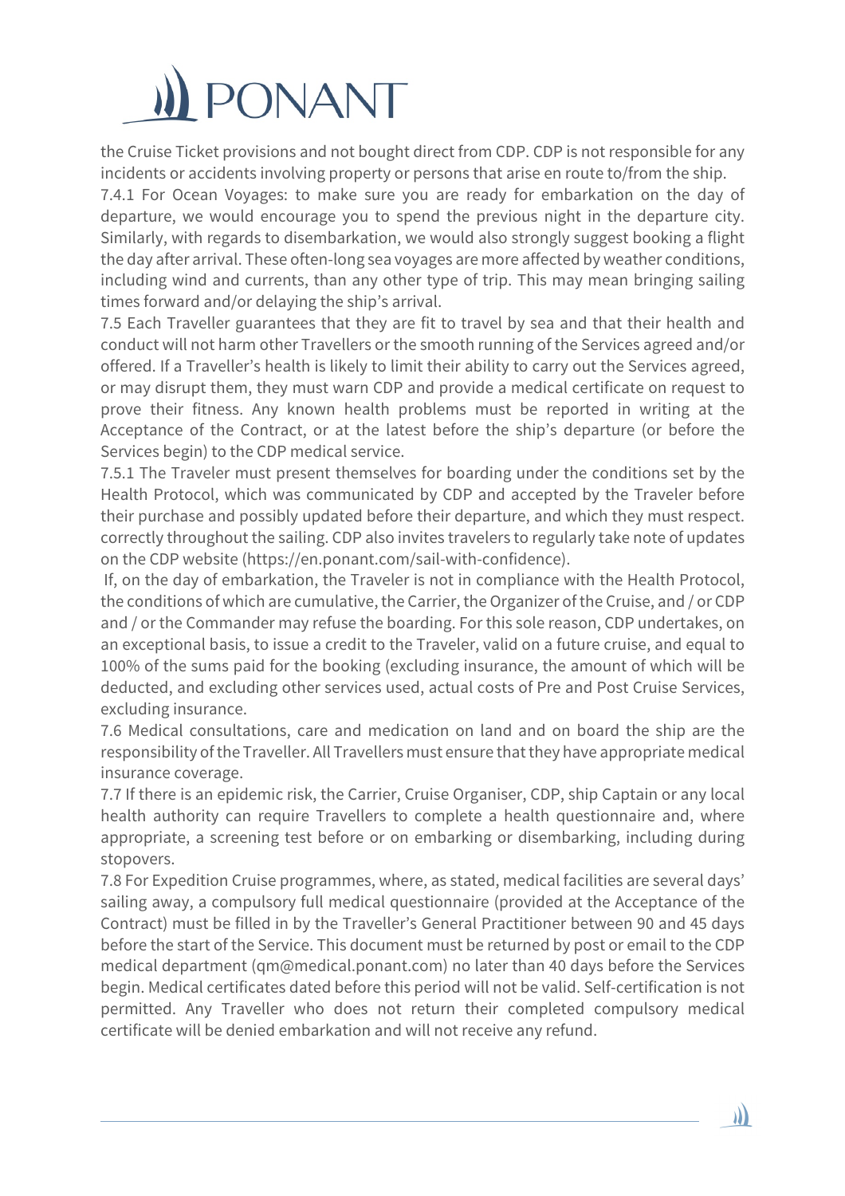the Cruise Ticket provisions and not bought direct from CDP. CDP is not responsible for any incidents or accidents involving property or persons that arise en route to/from the ship.

7.4.1 For Ocean Voyages: to make sure you are ready for embarkation on the day of departure, we would encourage you to spend the previous night in the departure city. Similarly, with regards to disembarkation, we would also strongly suggest booking a flight the day after arrival. These often-long sea voyages are more affected by weather conditions, including wind and currents, than any other type of trip. This may mean bringing sailing times forward and/or delaying the ship's arrival.

7.5 Each Traveller guarantees that they are fit to travel by sea and that their health and conduct will not harm other Travellers or the smooth running of the Services agreed and/or offered. If a Traveller's health is likely to limit their ability to carry out the Services agreed, or may disrupt them, they must warn CDP and provide a medical certificate on request to prove their fitness. Any known health problems must be reported in writing at the Acceptance of the Contract, or at the latest before the ship's departure (or before the Services begin) to the CDP medical service.

7.5.1 The Traveler must present themselves for boarding under the conditions set by the Health Protocol, which was communicated by CDP and accepted by the Traveler before their purchase and possibly updated before their departure, and which they must respect. correctly throughout the sailing. CDP also invites travelers to regularly take note of updates on the CDP website (https://en.ponant.com/sail-with-confidence).

If, on the day of embarkation, the Traveler is not in compliance with the Health Protocol, the conditions of which are cumulative, the Carrier, the Organizer of the Cruise, and / or CDP and / or the Commander may refuse the boarding. For this sole reason, CDP undertakes, on an exceptional basis, to issue a credit to the Traveler, valid on a future cruise, and equal to 100% of the sums paid for the booking (excluding insurance, the amount of which will be deducted, and excluding other services used, actual costs of Pre and Post Cruise Services, excluding insurance.

7.6 Medical consultations, care and medication on land and on board the ship are the responsibility of the Traveller. All Travellers must ensure that they have appropriate medical insurance coverage.

7.7 If there is an epidemic risk, the Carrier, Cruise Organiser, CDP, ship Captain or any local health authority can require Travellers to complete a health questionnaire and, where appropriate, a screening test before or on embarking or disembarking, including during stopovers.

7.8 For Expedition Cruise programmes, where, as stated, medical facilities are several days' sailing away, a compulsory full medical questionnaire (provided at the Acceptance of the Contract) must be filled in by the Traveller's General Practitioner between 90 and 45 days before the start of the Service. This document must be returned by post or email to the CDP medical department (qm@medical.ponant.com) no later than 40 days before the Services begin. Medical certificates dated before this period will not be valid. Self-certification is not permitted. Any Traveller who does not return their completed compulsory medical certificate will be denied embarkation and will not receive any refund.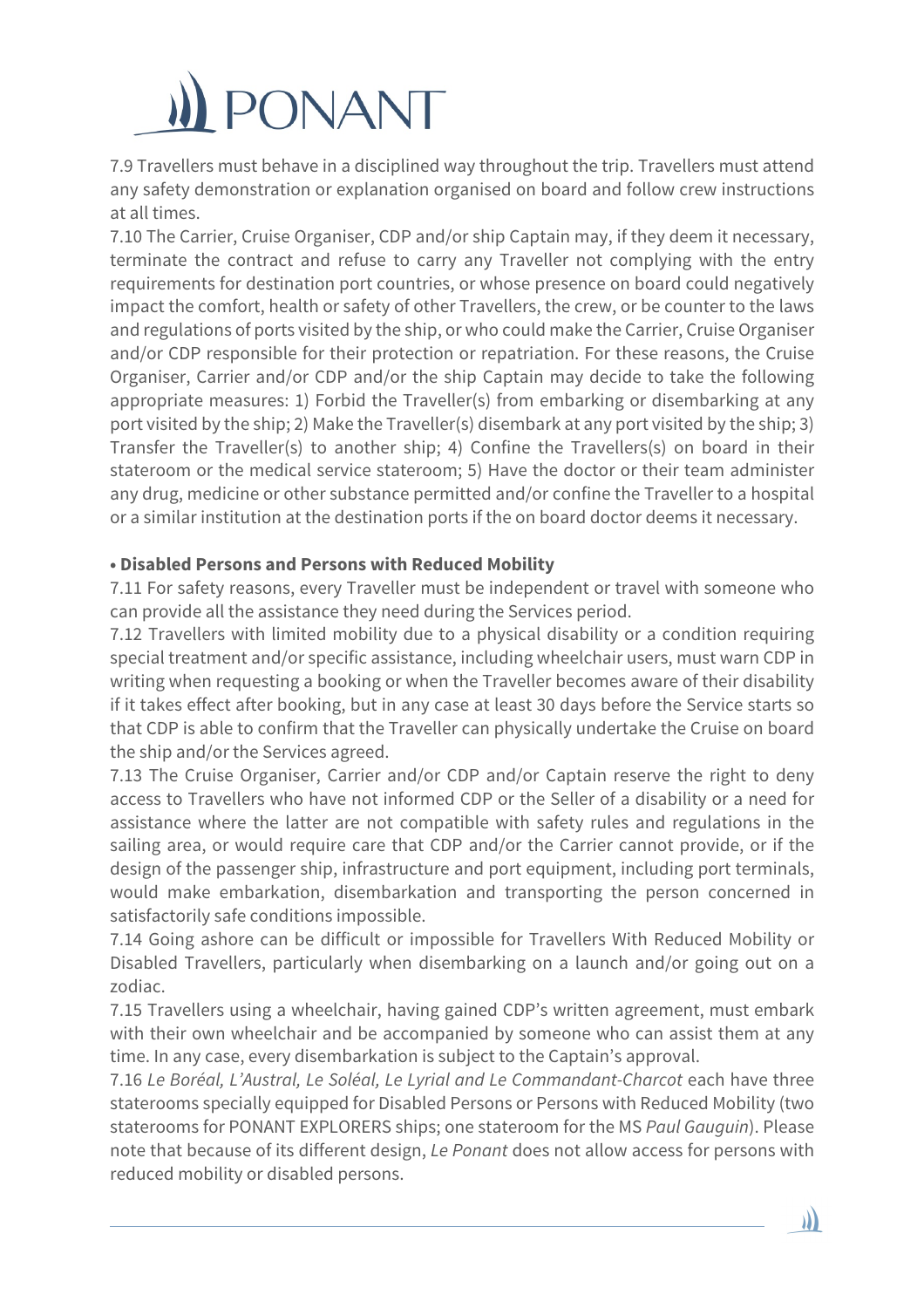7.9 Travellers must behave in a disciplined way throughout the trip. Travellers must attend any safety demonstration or explanation organised on board and follow crew instructions at all times.

7.10 The Carrier, Cruise Organiser, CDP and/or ship Captain may, if they deem it necessary, terminate the contract and refuse to carry any Traveller not complying with the entry requirements for destination port countries, or whose presence on board could negatively impact the comfort, health or safety of other Travellers, the crew, or be counter to the laws and regulations of ports visited by the ship, or who could make the Carrier, Cruise Organiser and/or CDP responsible for their protection or repatriation. For these reasons, the Cruise Organiser, Carrier and/or CDP and/or the ship Captain may decide to take the following appropriate measures: 1) Forbid the Traveller(s) from embarking or disembarking at any port visited by the ship; 2) Make the Traveller(s) disembark at any port visited by the ship; 3) Transfer the Traveller(s) to another ship; 4) Confine the Travellers(s) on board in their stateroom or the medical service stateroom; 5) Have the doctor or their team administer any drug, medicine or other substance permitted and/or confine the Traveller to a hospital or a similar institution at the destination ports if the on board doctor deems it necessary.

**• Disabled Persons and Persons with Reduced Mobility**

7.11 For safety reasons, every Traveller must be independent or travel with someone who can provide all the assistance they need during the Services period.

7.12 Travellers with limited mobility due to a physical disability or a condition requiring special treatment and/or specific assistance, including wheelchair users, must warn CDP in writing when requesting a booking or when the Traveller becomes aware of their disability if it takes effect after booking, but in any case at least 30 days before the Service starts so that CDP is able to confirm that the Traveller can physically undertake the Cruise on board the ship and/or the Services agreed.

7.13 The Cruise Organiser, Carrier and/or CDP and/or Captain reserve the right to deny access to Travellers who have not informed CDP or the Seller of a disability or a need for assistance where the latter are not compatible with safety rules and regulations in the sailing area, or would require care that CDP and/or the Carrier cannot provide, or if the design of the passenger ship, infrastructure and port equipment, including port terminals, would make embarkation, disembarkation and transporting the person concerned in satisfactorily safe conditions impossible.

7.14 Going ashore can be difficult or impossible for Travellers With Reduced Mobility or Disabled Travellers, particularly when disembarking on a launch and/or going out on a zodiac.

7.15 Travellers using a wheelchair, having gained CDP's written agreement, must embark with their own wheelchair and be accompanied by someone who can assist them at any time. In any case, every disembarkation is subject to the Captain's approval.

7.16 *Le Boréal, L'Austral, Le Soléal, Le Lyrial and Le Commandant-Charcot* each have three staterooms specially equipped for Disabled Persons or Persons with Reduced Mobility (two staterooms for PONANT EXPLORERS ships; one stateroom for the MS *Paul Gauguin*). Please note that because of its different design, *Le Ponant* does not allow access for persons with reduced mobility or disabled persons.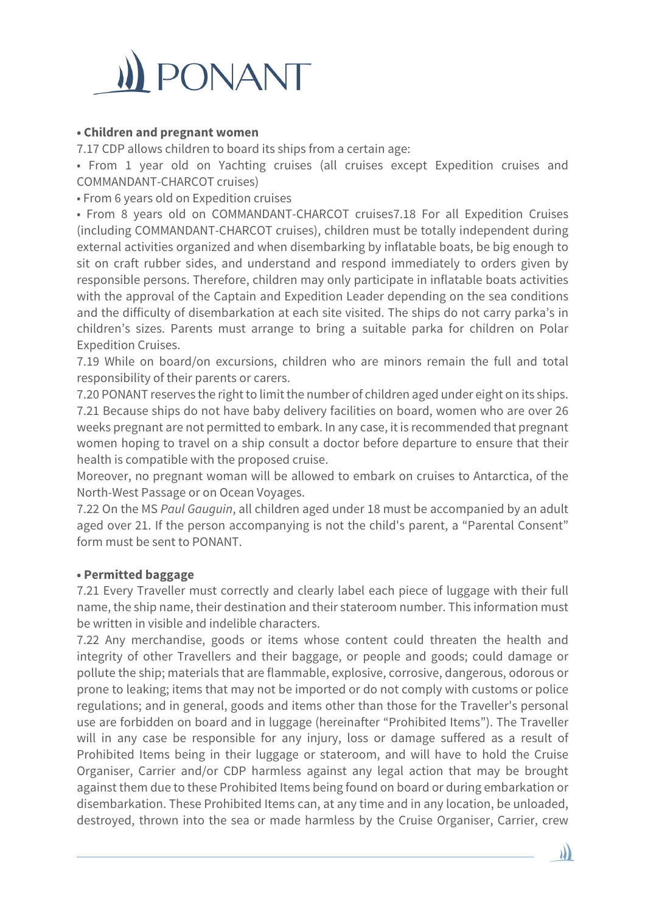**• Children and pregnant women**

7.17 CDP allows children to board its ships from a certain age:

• From 1 year old on Yachting cruises (all cruises except Expedition cruises and COMMANDANT-CHARCOT cruises)

• From 6 years old on Expedition cruises

• From 8 years old on COMMANDANT-CHARCOT cruises7.18 For all Expedition Cruises (including COMMANDANT-CHARCOT cruises), children must be totally independent during external activities organized and when disembarking by inflatable boats, be big enough to sit on craft rubber sides, and understand and respond immediately to orders given by responsible persons. Therefore, children may only participate in inflatable boats activities with the approval of the Captain and Expedition Leader depending on the sea conditions and the difficulty of disembarkation at each site visited. The ships do not carry parka's in children's sizes. Parents must arrange to bring a suitable parka for children on Polar Expedition Cruises.

7.19 While on board/on excursions, children who are minors remain the full and total responsibility of their parents or carers.

7.20 PONANT reserves the right to limit the number of children aged under eight on its ships.

7.21 Because ships do not have baby delivery facilities on board, women who are over 26 weeks pregnant are not permitted to embark. In any case, it is recommended that pregnant women hoping to travel on a ship consult a doctor before departure to ensure that their health is compatible with the proposed cruise.

Moreover, no pregnant woman will be allowed to embark on cruises to Antarctica, of the North-West Passage or on Ocean Voyages.

7.22 On the MS *Paul Gauguin*, all children aged under 18 must be accompanied by an adult aged over 21. If the person accompanying is not the child's parent, a "Parental Consent" form must be sent to PONANT.

**• Permitted baggage**

7.21 Every Traveller must correctly and clearly label each piece of luggage with their full name, the ship name, their destination and their stateroom number. This information must be written in visible and indelible characters.

7.22 Any merchandise, goods or items whose content could threaten the health and integrity of other Travellers and their baggage, or people and goods; could damage or pollute the ship; materials that are flammable, explosive, corrosive, dangerous, odorous or prone to leaking; items that may not be imported or do not comply with customs or police regulations; and in general, goods and items other than those for the Traveller's personal use are forbidden on board and in luggage (hereinafter "Prohibited Items"). The Traveller will in any case be responsible for any injury, loss or damage suffered as a result of Prohibited Items being in their luggage or stateroom, and will have to hold the Cruise Organiser, Carrier and/or CDP harmless against any legal action that may be brought against them due to these Prohibited Items being found on board or during embarkation or disembarkation. These Prohibited Items can, at any time and in any location, be unloaded, destroyed, thrown into the sea or made harmless by the Cruise Organiser, Carrier, crew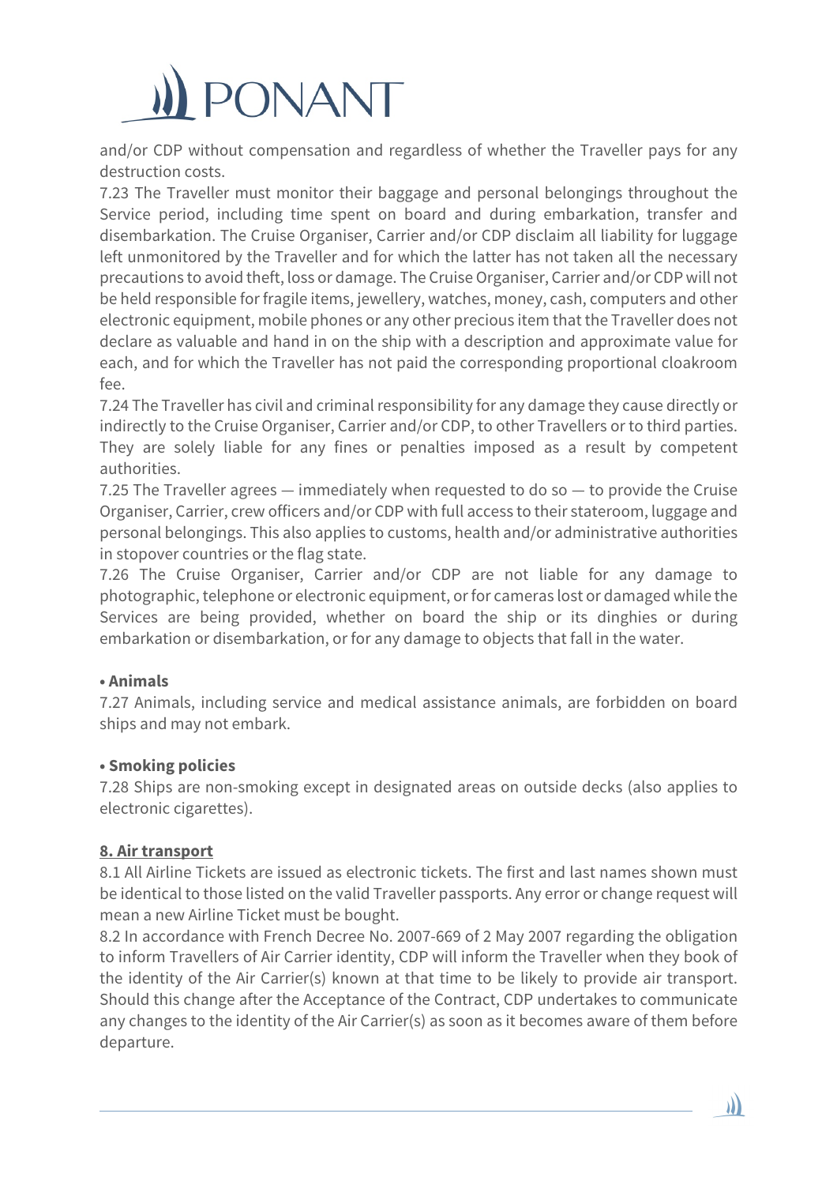and/or CDP without compensation and regardless of whether the Traveller pays for any destruction costs.

7.23 The Traveller must monitor their baggage and personal belongings throughout the Service period, including time spent on board and during embarkation, transfer and disembarkation. The Cruise Organiser, Carrier and/or CDP disclaim all liability for luggage left unmonitored by the Traveller and for which the latter has not taken all the necessary precautions to avoid theft, loss or damage. The Cruise Organiser, Carrier and/or CDP will not be held responsible for fragile items, jewellery, watches, money, cash, computers and other electronic equipment, mobile phones or any other precious item that the Traveller does not declare as valuable and hand in on the ship with a description and approximate value for each, and for which the Traveller has not paid the corresponding proportional cloakroom fee.

7.24 The Traveller has civil and criminal responsibility for any damage they cause directly or indirectly to the Cruise Organiser, Carrier and/or CDP, to other Travellers or to third parties. They are solely liable for any fines or penalties imposed as a result by competent authorities.

7.25 The Traveller agrees — immediately when requested to do so — to provide the Cruise Organiser, Carrier, crew officers and/or CDP with full access to their stateroom, luggage and personal belongings. This also applies to customs, health and/or administrative authorities in stopover countries or the flag state.

7.26 The Cruise Organiser, Carrier and/or CDP are not liable for any damage to photographic, telephone or electronic equipment, or for cameras lost or damaged while the Services are being provided, whether on board the ship or its dinghies or during embarkation or disembarkation, or for any damage to objects that fall in the water.

**• Animals**

7.27 Animals, including service and medical assistance animals, are forbidden on board ships and may not embark.

**• Smoking policies**

7.28 Ships are non-smoking except in designated areas on outside decks (also applies to electronic cigarettes).

## 8. Air transport

8.1 All Airline Tickets are issued as electronic tickets. The first and last names shown must be identical to those listed on the valid Traveller passports. Any error or change request will mean a new Airline Ticket must be bought.

8.2 In accordance with French Decree No. 2007-669 of 2 May 2007 regarding the obligation to inform Travellers of Air Carrier identity, CDP will inform the Traveller when they book of the identity of the Air Carrier(s) known at that time to be likely to provide air transport. Should this change after the Acceptance of the Contract, CDP undertakes to communicate any changes to the identity of the Air Carrier(s) as soon as it becomes aware of them before departure.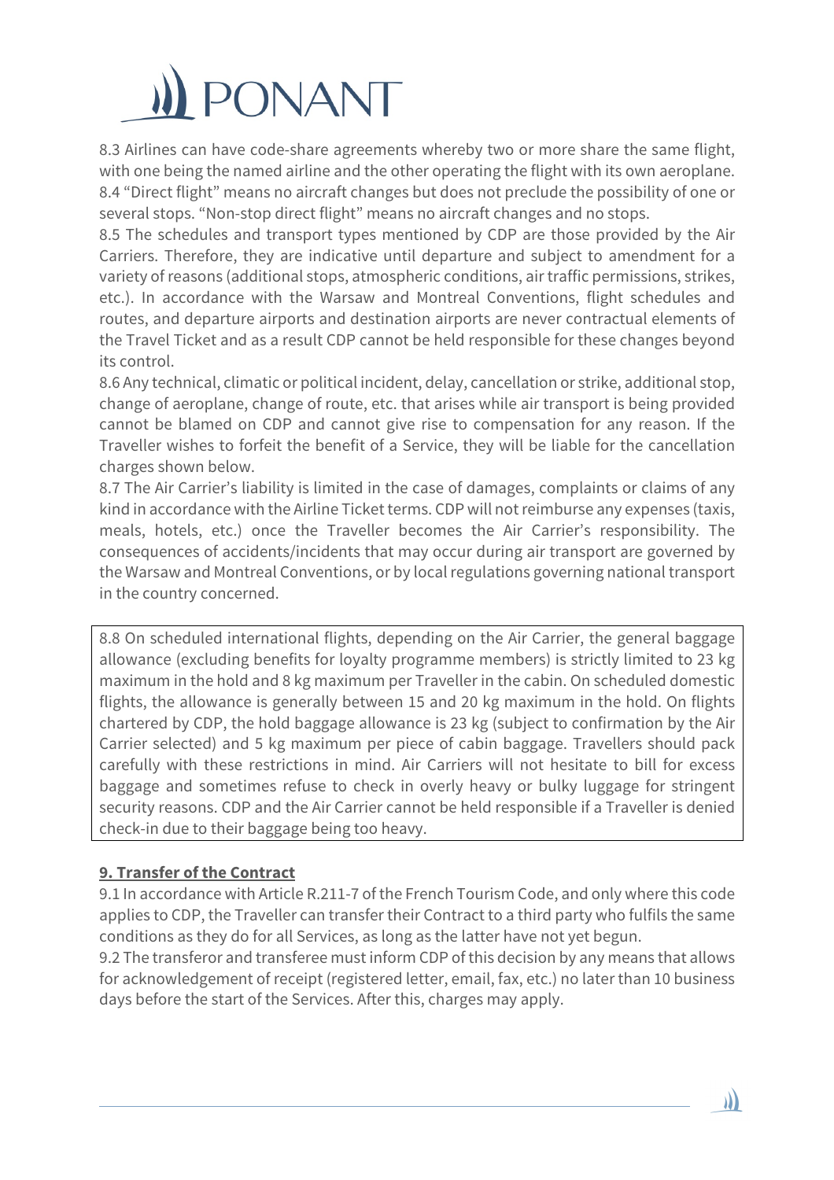8.3 Airlines can have code-share agreements whereby two or more share the same flight, with one being the named airline and the other operating the flight with its own aeroplane.
8.4 "Direct flight" means no aircraft changes but does not preclude the possibility of one or several stops. "Non-stop direct flight" means no aircraft changes and no stops.
8.5 The schedules and transport types mentioned by CDP are those provided by the Air Carriers. Therefore, they are indicative until departure and subject to amendment for a variety of reasons (additional stops, atmospheric conditions, air traffic permissions, strikes, etc.). In accordance with the Warsaw and Montreal Conventions, flight schedules and routes, and departure airports and destination airports are never contractual elements of the Travel Ticket and as a result CDP cannot be held responsible for these changes beyond its control.
8.6 Any technical, climatic or political incident, delay, cancellation or strike, additional stop, change of aeroplane, change of route, etc. that arises while air transport is being provided cannot be blamed on CDP and cannot give rise to compensation for any reason. If the Traveller wishes to forfeit the benefit of a Service, they will be liable for the cancellation charges shown below.
8.7 The Air Carrier's liability is limited in the case of damages, complaints or claims of any kind in accordance with the Airline Ticket terms. CDP will not reimburse any expenses (taxis, meals, hotels, etc.) once the Traveller becomes the Air Carrier's responsibility. The consequences of accidents/incidents that may occur during air transport are governed by the Warsaw and Montreal Conventions, or by local regulations governing national transport in the country concerned.

8.8 On scheduled international flights, depending on the Air Carrier, the general baggage allowance (excluding benefits for loyalty programme members) is strictly limited to 23 kg maximum in the hold and 8 kg maximum per Traveller in the cabin. On scheduled domestic flights, the allowance is generally between 15 and 20 kg maximum in the hold. On flights chartered by CDP, the hold baggage allowance is 23 kg (subject to confirmation by the Air Carrier selected) and 5 kg maximum per piece of cabin baggage. Travellers should pack carefully with these restrictions in mind. Air Carriers will not hesitate to bill for excess baggage and sometimes refuse to check in overly heavy or bulky luggage for stringent security reasons. CDP and the Air Carrier cannot be held responsible if a Traveller is denied check-in due to their baggage being too heavy.

## 9. Transfer of the Contract

9.1 In accordance with Article R.211-7 of the French Tourism Code, and only where this code applies to CDP, the Traveller can transfer their Contract to a third party who fulfils the same conditions as they do for all Services, as long as the latter have not yet begun.
9.2 The transferor and transferee must inform CDP of this decision by any means that allows for acknowledgement of receipt (registered letter, email, fax, etc.) no later than 10 business days before the start of the Services. After this, charges may apply.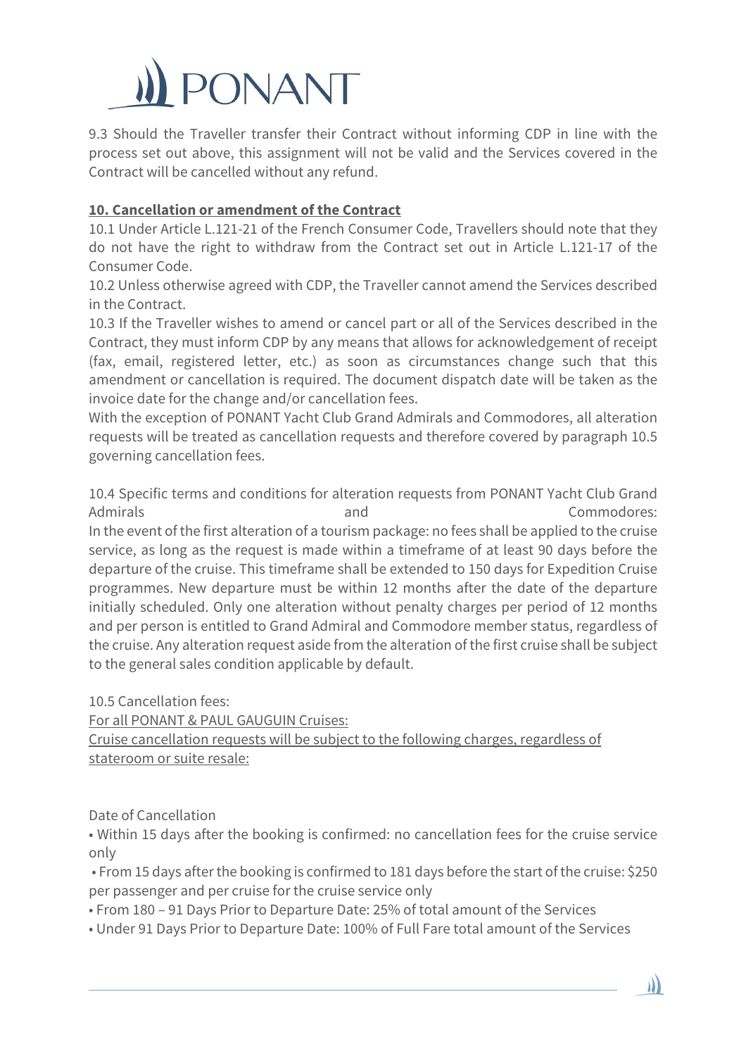9.3 Should the Traveller transfer their Contract without informing CDP in line with the process set out above, this assignment will not be valid and the Services covered in the Contract will be cancelled without any refund.

## **10. Cancellation or amendment of the Contract**

10.1 Under Article L.121-21 of the French Consumer Code, Travellers should note that they do not have the right to withdraw from the Contract set out in Article L.121-17 of the Consumer Code.

10.2 Unless otherwise agreed with CDP, the Traveller cannot amend the Services described in the Contract.

10.3 If the Traveller wishes to amend or cancel part or all of the Services described in the Contract, they must inform CDP by any means that allows for acknowledgement of receipt (fax, email, registered letter, etc.) as soon as circumstances change such that this amendment or cancellation is required. The document dispatch date will be taken as the invoice date for the change and/or cancellation fees.

With the exception of PONANT Yacht Club Grand Admirals and Commodores, all alteration requests will be treated as cancellation requests and therefore covered by paragraph 10.5 governing cancellation fees.

10.4 Specific terms and conditions for alteration requests from PONANT Yacht Club Grand Admirals and Commodores:
In the event of the first alteration of a tourism package: no fees shall be applied to the cruise service, as long as the request is made within a timeframe of at least 90 days before the departure of the cruise. This timeframe shall be extended to 150 days for Expedition Cruise programmes. New departure must be within 12 months after the date of the departure initially scheduled. Only one alteration without penalty charges per period of 12 months and per person is entitled to Grand Admiral and Commodore member status, regardless of the cruise. Any alteration request aside from the alteration of the first cruise shall be subject to the general sales condition applicable by default.

10.5 Cancellation fees:

<u>For all PONANT & PAUL GAUGUIN Cruises:</u>

<u>Cruise cancellation requests will be subject to the following charges, regardless of stateroom or suite resale:</u>

Date of Cancellation

- Within 15 days after the booking is confirmed: no cancellation fees for the cruise service only
- From 15 days after the booking is confirmed to 181 days before the start of the cruise: $250 per passenger and per cruise for the cruise service only
- From 180 – 91 Days Prior to Departure Date: 25% of total amount of the Services
- Under 91 Days Prior to Departure Date: 100% of Full Fare total amount of the Services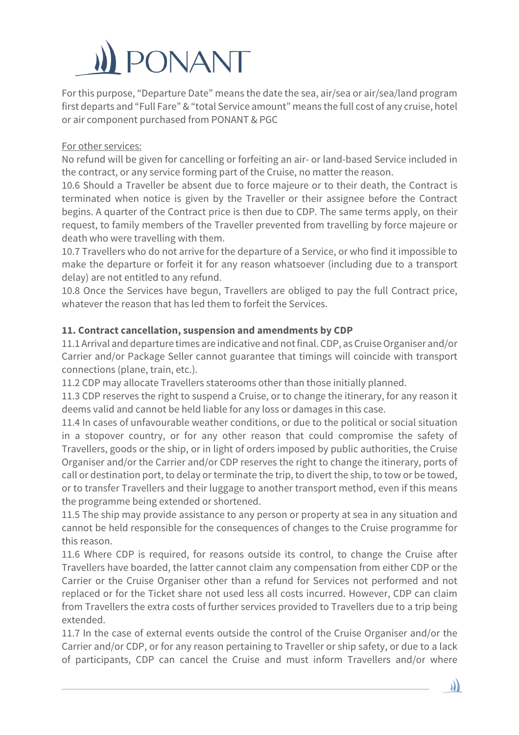For this purpose, "Departure Date" means the date the sea, air/sea or air/sea/land program first departs and "Full Fare" & "total Service amount" means the full cost of any cruise, hotel or air component purchased from PONANT & PGC

For other services:

No refund will be given for cancelling or forfeiting an air- or land-based Service included in the contract, or any service forming part of the Cruise, no matter the reason.

10.6 Should a Traveller be absent due to force majeure or to their death, the Contract is terminated when notice is given by the Traveller or their assignee before the Contract begins. A quarter of the Contract price is then due to CDP. The same terms apply, on their request, to family members of the Traveller prevented from travelling by force majeure or death who were travelling with them.

10.7 Travellers who do not arrive for the departure of a Service, or who find it impossible to make the departure or forfeit it for any reason whatsoever (including due to a transport delay) are not entitled to any refund.

10.8 Once the Services have begun, Travellers are obliged to pay the full Contract price, whatever the reason that has led them to forfeit the Services.

**11. Contract cancellation, suspension and amendments by CDP**

11.1 Arrival and departure times are indicative and not final. CDP, as Cruise Organiser and/or Carrier and/or Package Seller cannot guarantee that timings will coincide with transport connections (plane, train, etc.).

11.2 CDP may allocate Travellers staterooms other than those initially planned.

11.3 CDP reserves the right to suspend a Cruise, or to change the itinerary, for any reason it deems valid and cannot be held liable for any loss or damages in this case.

11.4 In cases of unfavourable weather conditions, or due to the political or social situation in a stopover country, or for any other reason that could compromise the safety of Travellers, goods or the ship, or in light of orders imposed by public authorities, the Cruise Organiser and/or the Carrier and/or CDP reserves the right to change the itinerary, ports of call or destination port, to delay or terminate the trip, to divert the ship, to tow or be towed, or to transfer Travellers and their luggage to another transport method, even if this means the programme being extended or shortened.

11.5 The ship may provide assistance to any person or property at sea in any situation and cannot be held responsible for the consequences of changes to the Cruise programme for this reason.

11.6 Where CDP is required, for reasons outside its control, to change the Cruise after Travellers have boarded, the latter cannot claim any compensation from either CDP or the Carrier or the Cruise Organiser other than a refund for Services not performed and not replaced or for the Ticket share not used less all costs incurred. However, CDP can claim from Travellers the extra costs of further services provided to Travellers due to a trip being extended.

11.7 In the case of external events outside the control of the Cruise Organiser and/or the Carrier and/or CDP, or for any reason pertaining to Traveller or ship safety, or due to a lack of participants, CDP can cancel the Cruise and must inform Travellers and/or where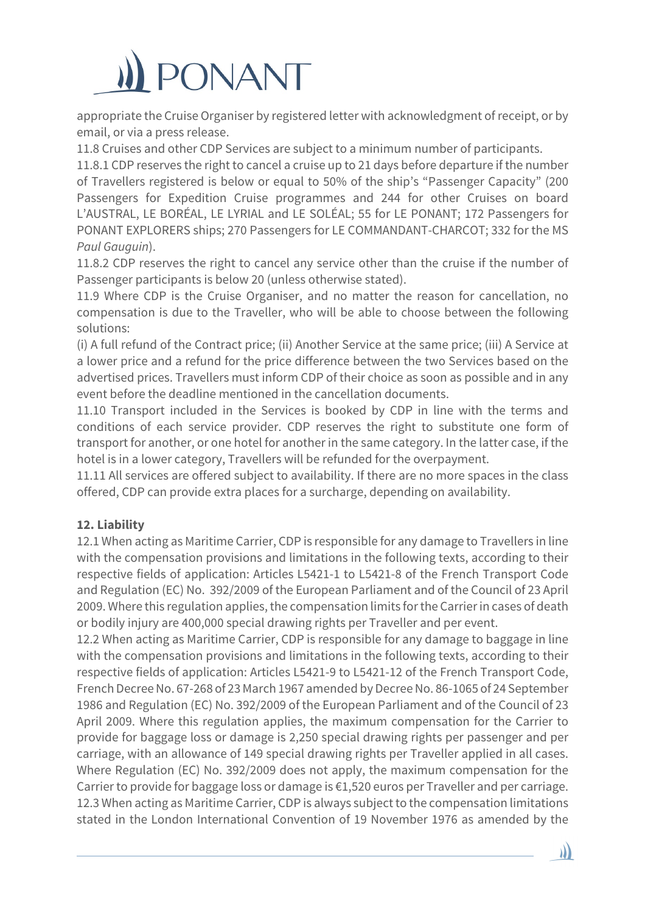appropriate the Cruise Organiser by registered letter with acknowledgment of receipt, or by email, or via a press release.

11.8 Cruises and other CDP Services are subject to a minimum number of participants.

11.8.1 CDP reserves the right to cancel a cruise up to 21 days before departure if the number of Travellers registered is below or equal to 50% of the ship's "Passenger Capacity" (200 Passengers for Expedition Cruise programmes and 244 for other Cruises on board L'AUSTRAL, LE BORÉAL, LE LYRIAL and LE SOLÉAL; 55 for LE PONANT; 172 Passengers for PONANT EXPLORERS ships; 270 Passengers for LE COMMANDANT-CHARCOT; 332 for the MS *Paul Gauguin*).

11.8.2 CDP reserves the right to cancel any service other than the cruise if the number of Passenger participants is below 20 (unless otherwise stated).

11.9 Where CDP is the Cruise Organiser, and no matter the reason for cancellation, no compensation is due to the Traveller, who will be able to choose between the following solutions:

(i) A full refund of the Contract price; (ii) Another Service at the same price; (iii) A Service at a lower price and a refund for the price difference between the two Services based on the advertised prices. Travellers must inform CDP of their choice as soon as possible and in any event before the deadline mentioned in the cancellation documents.

11.10 Transport included in the Services is booked by CDP in line with the terms and conditions of each service provider. CDP reserves the right to substitute one form of transport for another, or one hotel for another in the same category. In the latter case, if the hotel is in a lower category, Travellers will be refunded for the overpayment.

11.11 All services are offered subject to availability. If there are no more spaces in the class offered, CDP can provide extra places for a surcharge, depending on availability.

**12. Liability**

12.1 When acting as Maritime Carrier, CDP is responsible for any damage to Travellers in line with the compensation provisions and limitations in the following texts, according to their respective fields of application: Articles L5421-1 to L5421-8 of the French Transport Code and Regulation (EC) No. 392/2009 of the European Parliament and of the Council of 23 April 2009. Where this regulation applies, the compensation limits for the Carrier in cases of death or bodily injury are 400,000 special drawing rights per Traveller and per event.

12.2 When acting as Maritime Carrier, CDP is responsible for any damage to baggage in line with the compensation provisions and limitations in the following texts, according to their respective fields of application: Articles L5421-9 to L5421-12 of the French Transport Code, French Decree No. 67-268 of 23 March 1967 amended by Decree No. 86-1065 of 24 September 1986 and Regulation (EC) No. 392/2009 of the European Parliament and of the Council of 23 April 2009. Where this regulation applies, the maximum compensation for the Carrier to provide for baggage loss or damage is 2,250 special drawing rights per passenger and per carriage, with an allowance of 149 special drawing rights per Traveller applied in all cases. Where Regulation (EC) No. 392/2009 does not apply, the maximum compensation for the Carrier to provide for baggage loss or damage is €1,520 euros per Traveller and per carriage.

12.3 When acting as Maritime Carrier, CDP is always subject to the compensation limitations stated in the London International Convention of 19 November 1976 as amended by the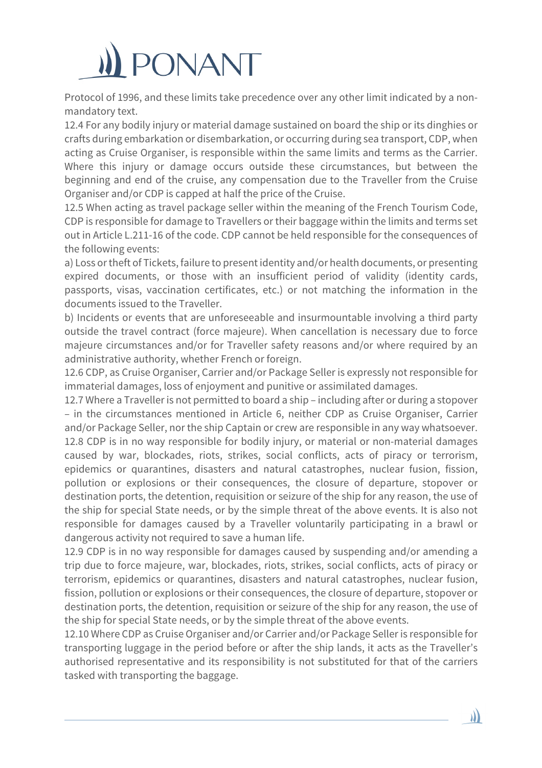Protocol of 1996, and these limits take precedence over any other limit indicated by a non-mandatory text.

12.4 For any bodily injury or material damage sustained on board the ship or its dinghies or crafts during embarkation or disembarkation, or occurring during sea transport, CDP, when acting as Cruise Organiser, is responsible within the same limits and terms as the Carrier. Where this injury or damage occurs outside these circumstances, but between the beginning and end of the cruise, any compensation due to the Traveller from the Cruise Organiser and/or CDP is capped at half the price of the Cruise.

12.5 When acting as travel package seller within the meaning of the French Tourism Code, CDP is responsible for damage to Travellers or their baggage within the limits and terms set out in Article L.211-16 of the code. CDP cannot be held responsible for the consequences of the following events:

a) Loss or theft of Tickets, failure to present identity and/or health documents, or presenting expired documents, or those with an insufficient period of validity (identity cards, passports, visas, vaccination certificates, etc.) or not matching the information in the documents issued to the Traveller.

b) Incidents or events that are unforeseeable and insurmountable involving a third party outside the travel contract (force majeure). When cancellation is necessary due to force majeure circumstances and/or for Traveller safety reasons and/or where required by an administrative authority, whether French or foreign.

12.6 CDP, as Cruise Organiser, Carrier and/or Package Seller is expressly not responsible for immaterial damages, loss of enjoyment and punitive or assimilated damages.

12.7 Where a Traveller is not permitted to board a ship – including after or during a stopover – in the circumstances mentioned in Article 6, neither CDP as Cruise Organiser, Carrier and/or Package Seller, nor the ship Captain or crew are responsible in any way whatsoever.

12.8 CDP is in no way responsible for bodily injury, or material or non-material damages caused by war, blockades, riots, strikes, social conflicts, acts of piracy or terrorism, epidemics or quarantines, disasters and natural catastrophes, nuclear fusion, fission, pollution or explosions or their consequences, the closure of departure, stopover or destination ports, the detention, requisition or seizure of the ship for any reason, the use of the ship for special State needs, or by the simple threat of the above events. It is also not responsible for damages caused by a Traveller voluntarily participating in a brawl or dangerous activity not required to save a human life.

12.9 CDP is in no way responsible for damages caused by suspending and/or amending a trip due to force majeure, war, blockades, riots, strikes, social conflicts, acts of piracy or terrorism, epidemics or quarantines, disasters and natural catastrophes, nuclear fusion, fission, pollution or explosions or their consequences, the closure of departure, stopover or destination ports, the detention, requisition or seizure of the ship for any reason, the use of the ship for special State needs, or by the simple threat of the above events.

12.10 Where CDP as Cruise Organiser and/or Carrier and/or Package Seller is responsible for transporting luggage in the period before or after the ship lands, it acts as the Traveller's authorised representative and its responsibility is not substituted for that of the carriers tasked with transporting the baggage.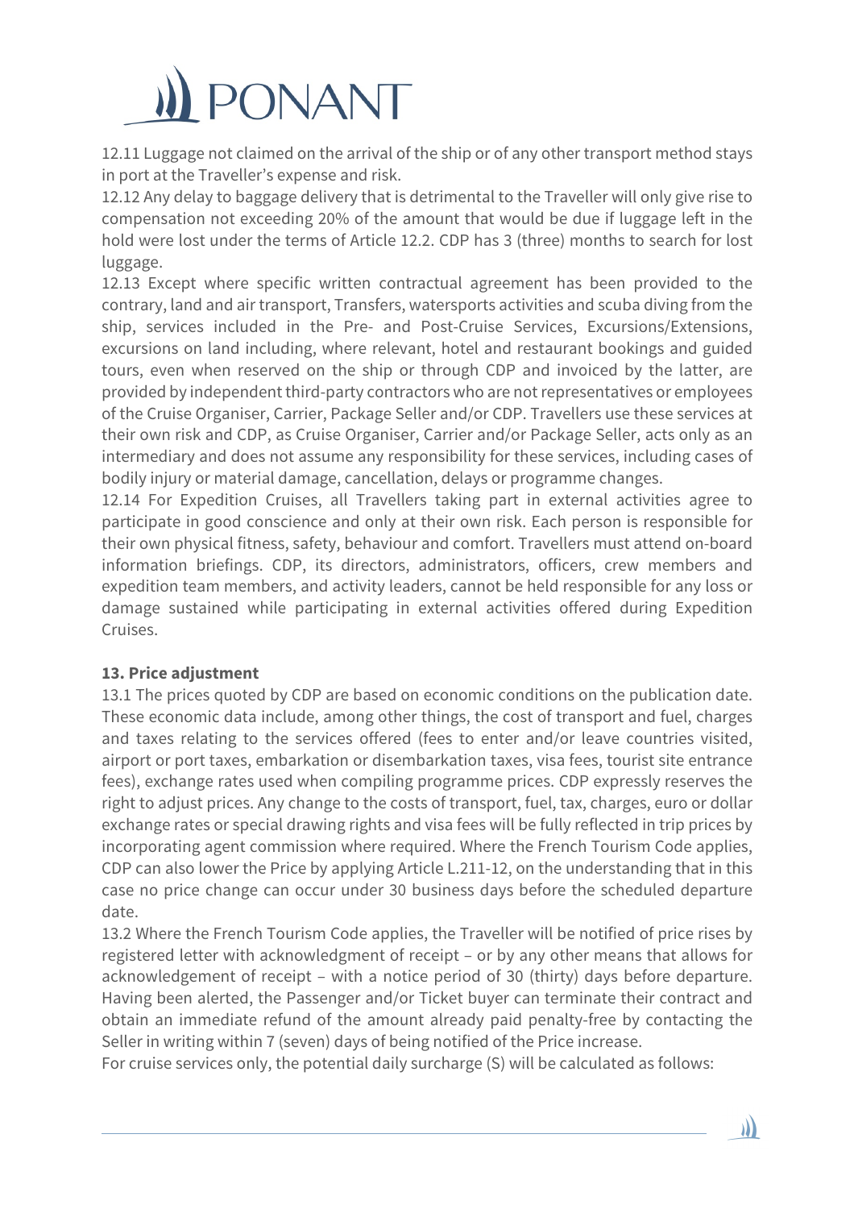12.11 Luggage not claimed on the arrival of the ship or of any other transport method stays in port at the Traveller's expense and risk.

12.12 Any delay to baggage delivery that is detrimental to the Traveller will only give rise to compensation not exceeding 20% of the amount that would be due if luggage left in the hold were lost under the terms of Article 12.2. CDP has 3 (three) months to search for lost luggage.

12.13 Except where specific written contractual agreement has been provided to the contrary, land and air transport, Transfers, watersports activities and scuba diving from the ship, services included in the Pre- and Post-Cruise Services, Excursions/Extensions, excursions on land including, where relevant, hotel and restaurant bookings and guided tours, even when reserved on the ship or through CDP and invoiced by the latter, are provided by independent third-party contractors who are not representatives or employees of the Cruise Organiser, Carrier, Package Seller and/or CDP. Travellers use these services at their own risk and CDP, as Cruise Organiser, Carrier and/or Package Seller, acts only as an intermediary and does not assume any responsibility for these services, including cases of bodily injury or material damage, cancellation, delays or programme changes.

12.14 For Expedition Cruises, all Travellers taking part in external activities agree to participate in good conscience and only at their own risk. Each person is responsible for their own physical fitness, safety, behaviour and comfort. Travellers must attend on-board information briefings. CDP, its directors, administrators, officers, crew members and expedition team members, and activity leaders, cannot be held responsible for any loss or damage sustained while participating in external activities offered during Expedition Cruises.

**13. Price adjustment**

13.1 The prices quoted by CDP are based on economic conditions on the publication date. These economic data include, among other things, the cost of transport and fuel, charges and taxes relating to the services offered (fees to enter and/or leave countries visited, airport or port taxes, embarkation or disembarkation taxes, visa fees, tourist site entrance fees), exchange rates used when compiling programme prices. CDP expressly reserves the right to adjust prices. Any change to the costs of transport, fuel, tax, charges, euro or dollar exchange rates or special drawing rights and visa fees will be fully reflected in trip prices by incorporating agent commission where required. Where the French Tourism Code applies, CDP can also lower the Price by applying Article L.211-12, on the understanding that in this case no price change can occur under 30 business days before the scheduled departure date.

13.2 Where the French Tourism Code applies, the Traveller will be notified of price rises by registered letter with acknowledgment of receipt – or by any other means that allows for acknowledgement of receipt – with a notice period of 30 (thirty) days before departure. Having been alerted, the Passenger and/or Ticket buyer can terminate their contract and obtain an immediate refund of the amount already paid penalty-free by contacting the Seller in writing within 7 (seven) days of being notified of the Price increase.

For cruise services only, the potential daily surcharge (S) will be calculated as follows: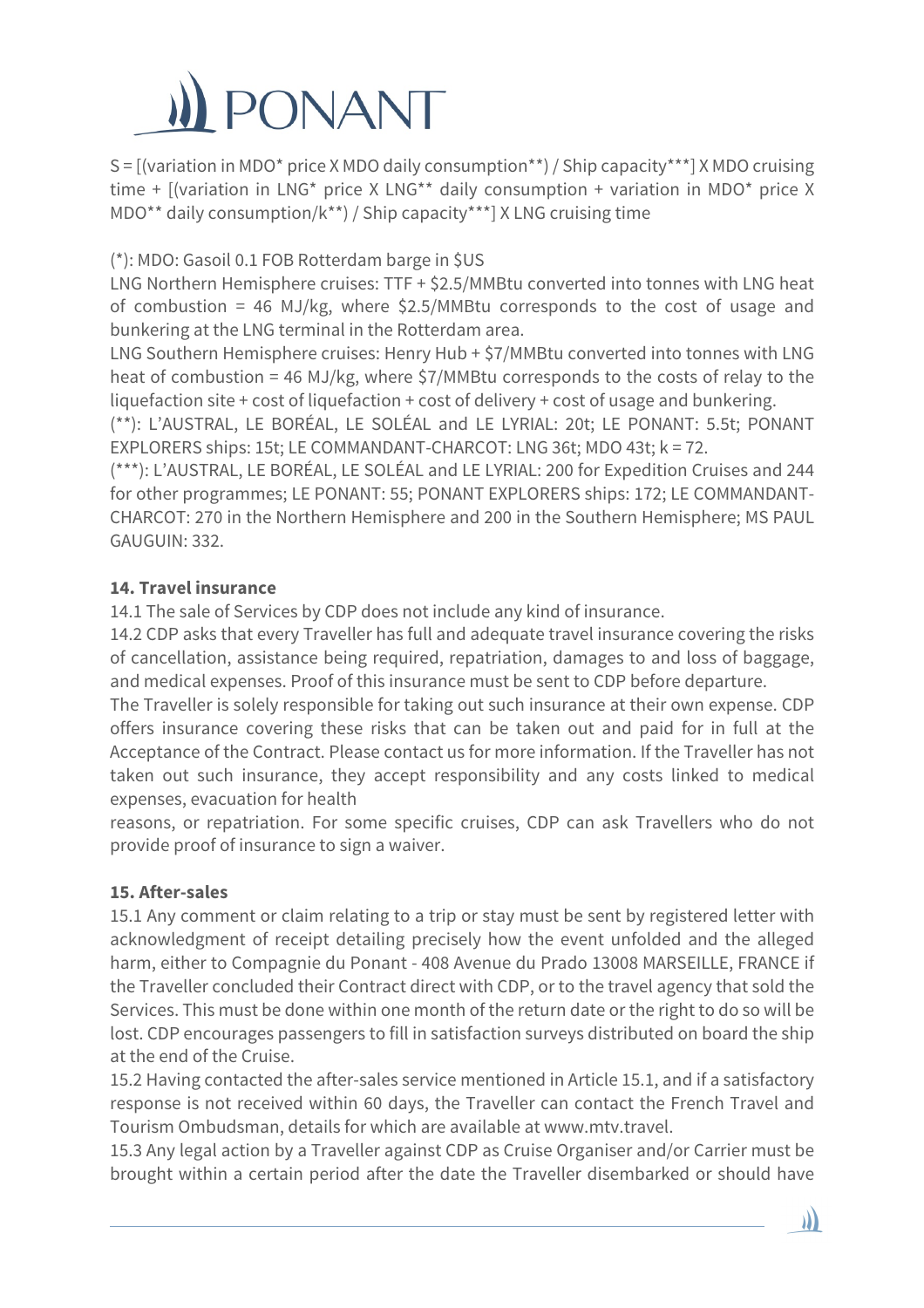S = [(variation in MDO* price X MDO daily consumption**) / Ship capacity***] X MDO cruising time + [(variation in LNG* price X LNG** daily consumption + variation in MDO* price X MDO** daily consumption/k**) / Ship capacity***] X LNG cruising time

(*): MDO: Gasoil 0.1 FOB Rotterdam barge in $US
LNG Northern Hemisphere cruises: TTF + $2.5/MMBtu converted into tonnes with LNG heat of combustion = 46 MJ/kg, where $2.5/MMBtu corresponds to the cost of usage and bunkering at the LNG terminal in the Rotterdam area.
LNG Southern Hemisphere cruises: Henry Hub + $7/MMBtu converted into tonnes with LNG heat of combustion = 46 MJ/kg, where $7/MMBtu corresponds to the costs of relay to the liquefaction site + cost of liquefaction + cost of delivery + cost of usage and bunkering.
(**): L'AUSTRAL, LE BORÉAL, LE SOLÉAL and LE LYRIAL: 20t; LE PONANT: 5.5t; PONANT EXPLORERS ships: 15t; LE COMMANDANT-CHARCOT: LNG 36t; MDO 43t; k = 72.
(***): L'AUSTRAL, LE BORÉAL, LE SOLÉAL and LE LYRIAL: 200 for Expedition Cruises and 244 for other programmes; LE PONANT: 55; PONANT EXPLORERS ships: 172; LE COMMANDANT-CHARCOT: 270 in the Northern Hemisphere and 200 in the Southern Hemisphere; MS PAUL GAUGUIN: 332.

**14. Travel insurance**

14.1 The sale of Services by CDP does not include any kind of insurance.
14.2 CDP asks that every Traveller has full and adequate travel insurance covering the risks of cancellation, assistance being required, repatriation, damages to and loss of baggage, and medical expenses. Proof of this insurance must be sent to CDP before departure.
The Traveller is solely responsible for taking out such insurance at their own expense. CDP offers insurance covering these risks that can be taken out and paid for in full at the Acceptance of the Contract. Please contact us for more information. If the Traveller has not taken out such insurance, they accept responsibility and any costs linked to medical expenses, evacuation for health reasons, or repatriation. For some specific cruises, CDP can ask Travellers who do not provide proof of insurance to sign a waiver.

**15. After-sales**

15.1 Any comment or claim relating to a trip or stay must be sent by registered letter with acknowledgment of receipt detailing precisely how the event unfolded and the alleged harm, either to Compagnie du Ponant - 408 Avenue du Prado 13008 MARSEILLE, FRANCE if the Traveller concluded their Contract direct with CDP, or to the travel agency that sold the Services. This must be done within one month of the return date or the right to do so will be lost. CDP encourages passengers to fill in satisfaction surveys distributed on board the ship at the end of the Cruise.
15.2 Having contacted the after-sales service mentioned in Article 15.1, and if a satisfactory response is not received within 60 days, the Traveller can contact the French Travel and Tourism Ombudsman, details for which are available at www.mtv.travel.
15.3 Any legal action by a Traveller against CDP as Cruise Organiser and/or Carrier must be brought within a certain period after the date the Traveller disembarked or should have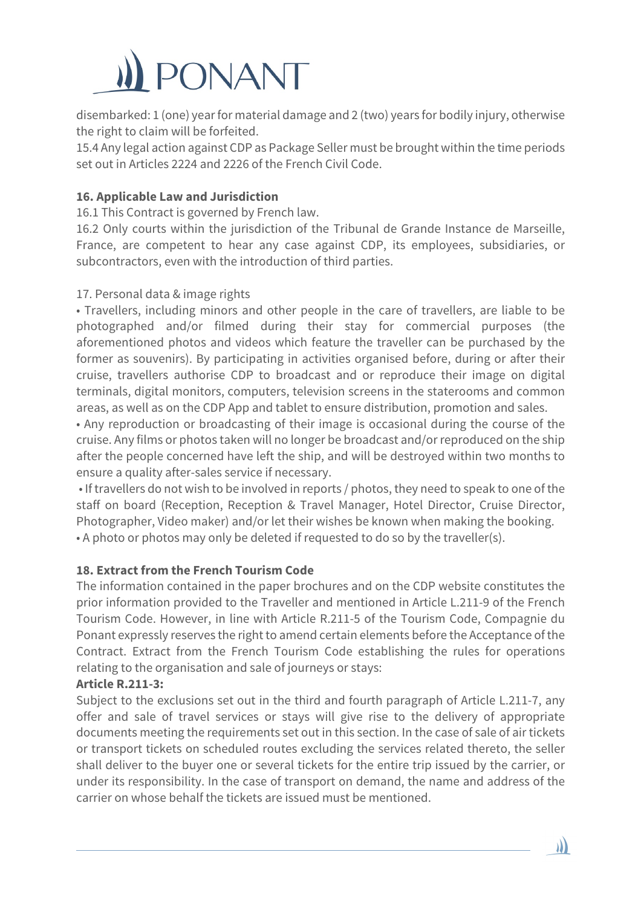disembarked: 1 (one) year for material damage and 2 (two) years for bodily injury, otherwise the right to claim will be forfeited.

15.4 Any legal action against CDP as Package Seller must be brought within the time periods set out in Articles 2224 and 2226 of the French Civil Code.

**16. Applicable Law and Jurisdiction**

16.1 This Contract is governed by French law.

16.2 Only courts within the jurisdiction of the Tribunal de Grande Instance de Marseille, France, are competent to hear any case against CDP, its employees, subsidiaries, or subcontractors, even with the introduction of third parties.

17. Personal data & image rights

• Travellers, including minors and other people in the care of travellers, are liable to be photographed and/or filmed during their stay for commercial purposes (the aforementioned photos and videos which feature the traveller can be purchased by the former as souvenirs). By participating in activities organised before, during or after their cruise, travellers authorise CDP to broadcast and or reproduce their image on digital terminals, digital monitors, computers, television screens in the staterooms and common areas, as well as on the CDP App and tablet to ensure distribution, promotion and sales.

• Any reproduction or broadcasting of their image is occasional during the course of the cruise. Any films or photos taken will no longer be broadcast and/or reproduced on the ship after the people concerned have left the ship, and will be destroyed within two months to ensure a quality after-sales service if necessary.

• If travellers do not wish to be involved in reports / photos, they need to speak to one of the staff on board (Reception, Reception & Travel Manager, Hotel Director, Cruise Director, Photographer, Video maker) and/or let their wishes be known when making the booking.

• A photo or photos may only be deleted if requested to do so by the traveller(s).

**18. Extract from the French Tourism Code**

The information contained in the paper brochures and on the CDP website constitutes the prior information provided to the Traveller and mentioned in Article L.211-9 of the French Tourism Code. However, in line with Article R.211-5 of the Tourism Code, Compagnie du Ponant expressly reserves the right to amend certain elements before the Acceptance of the Contract. Extract from the French Tourism Code establishing the rules for operations relating to the organisation and sale of journeys or stays:

**Article R.211-3:**

Subject to the exclusions set out in the third and fourth paragraph of Article L.211-7, any offer and sale of travel services or stays will give rise to the delivery of appropriate documents meeting the requirements set out in this section. In the case of sale of air tickets or transport tickets on scheduled routes excluding the services related thereto, the seller shall deliver to the buyer one or several tickets for the entire trip issued by the carrier, or under its responsibility. In the case of transport on demand, the name and address of the carrier on whose behalf the tickets are issued must be mentioned.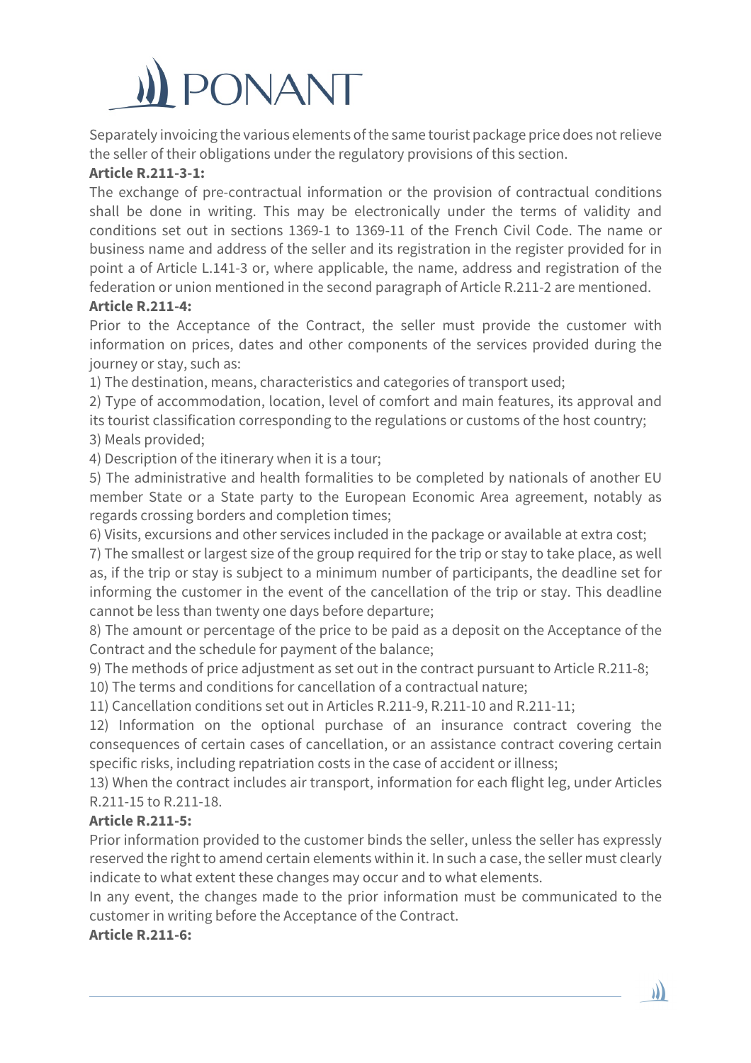Separately invoicing the various elements of the same tourist package price does not relieve the seller of their obligations under the regulatory provisions of this section.

**Article R.211-3-1:**

The exchange of pre-contractual information or the provision of contractual conditions shall be done in writing. This may be electronically under the terms of validity and conditions set out in sections 1369-1 to 1369-11 of the French Civil Code. The name or business name and address of the seller and its registration in the register provided for in point a of Article L.141-3 or, where applicable, the name, address and registration of the federation or union mentioned in the second paragraph of Article R.211-2 are mentioned.

**Article R.211-4:**

Prior to the Acceptance of the Contract, the seller must provide the customer with information on prices, dates and other components of the services provided during the journey or stay, such as:

1) The destination, means, characteristics and categories of transport used;

2) Type of accommodation, location, level of comfort and main features, its approval and its tourist classification corresponding to the regulations or customs of the host country;

3) Meals provided;

4) Description of the itinerary when it is a tour;

5) The administrative and health formalities to be completed by nationals of another EU member State or a State party to the European Economic Area agreement, notably as regards crossing borders and completion times;

6) Visits, excursions and other services included in the package or available at extra cost;

7) The smallest or largest size of the group required for the trip or stay to take place, as well as, if the trip or stay is subject to a minimum number of participants, the deadline set for informing the customer in the event of the cancellation of the trip or stay. This deadline cannot be less than twenty one days before departure;

8) The amount or percentage of the price to be paid as a deposit on the Acceptance of the Contract and the schedule for payment of the balance;

9) The methods of price adjustment as set out in the contract pursuant to Article R.211-8;

10) The terms and conditions for cancellation of a contractual nature;

11) Cancellation conditions set out in Articles R.211-9, R.211-10 and R.211-11;

12) Information on the optional purchase of an insurance contract covering the consequences of certain cases of cancellation, or an assistance contract covering certain specific risks, including repatriation costs in the case of accident or illness;

13) When the contract includes air transport, information for each flight leg, under Articles R.211-15 to R.211-18.

**Article R.211-5:**

Prior information provided to the customer binds the seller, unless the seller has expressly reserved the right to amend certain elements within it. In such a case, the seller must clearly indicate to what extent these changes may occur and to what elements.

In any event, the changes made to the prior information must be communicated to the customer in writing before the Acceptance of the Contract.

**Article R.211-6:**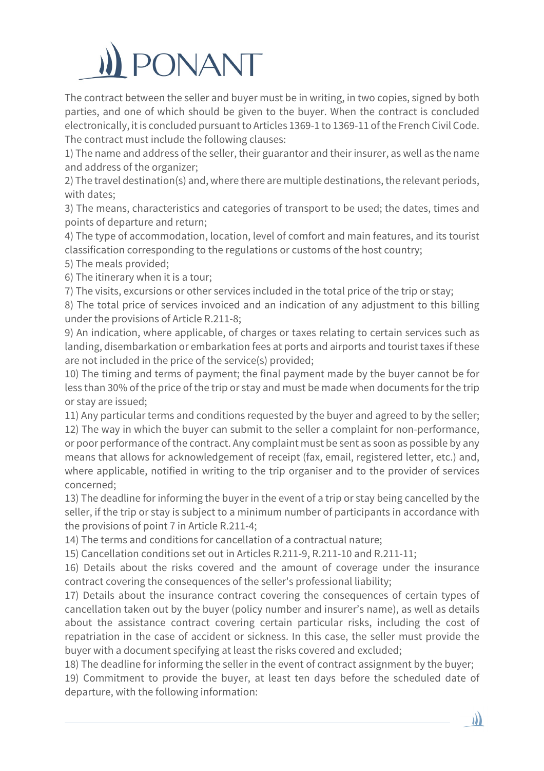The contract between the seller and buyer must be in writing, in two copies, signed by both parties, and one of which should be given to the buyer. When the contract is concluded electronically, it is concluded pursuant to Articles 1369-1 to 1369-11 of the French Civil Code. The contract must include the following clauses:

1) The name and address of the seller, their guarantor and their insurer, as well as the name and address of the organizer;
2) The travel destination(s) and, where there are multiple destinations, the relevant periods, with dates;
3) The means, characteristics and categories of transport to be used; the dates, times and points of departure and return;
4) The type of accommodation, location, level of comfort and main features, and its tourist classification corresponding to the regulations or customs of the host country;
5) The meals provided;
6) The itinerary when it is a tour;
7) The visits, excursions or other services included in the total price of the trip or stay;
8) The total price of services invoiced and an indication of any adjustment to this billing under the provisions of Article R.211-8;
9) An indication, where applicable, of charges or taxes relating to certain services such as landing, disembarkation or embarkation fees at ports and airports and tourist taxes if these are not included in the price of the service(s) provided;
10) The timing and terms of payment; the final payment made by the buyer cannot be for less than 30% of the price of the trip or stay and must be made when documents for the trip or stay are issued;
11) Any particular terms and conditions requested by the buyer and agreed to by the seller;
12) The way in which the buyer can submit to the seller a complaint for non-performance, or poor performance of the contract. Any complaint must be sent as soon as possible by any means that allows for acknowledgement of receipt (fax, email, registered letter, etc.) and, where applicable, notified in writing to the trip organiser and to the provider of services concerned;
13) The deadline for informing the buyer in the event of a trip or stay being cancelled by the seller, if the trip or stay is subject to a minimum number of participants in accordance with the provisions of point 7 in Article R.211-4;
14) The terms and conditions for cancellation of a contractual nature;
15) Cancellation conditions set out in Articles R.211-9, R.211-10 and R.211-11;
16) Details about the risks covered and the amount of coverage under the insurance contract covering the consequences of the seller's professional liability;
17) Details about the insurance contract covering the consequences of certain types of cancellation taken out by the buyer (policy number and insurer's name), as well as details about the assistance contract covering certain particular risks, including the cost of repatriation in the case of accident or sickness. In this case, the seller must provide the buyer with a document specifying at least the risks covered and excluded;
18) The deadline for informing the seller in the event of contract assignment by the buyer;
19) Commitment to provide the buyer, at least ten days before the scheduled date of departure, with the following information: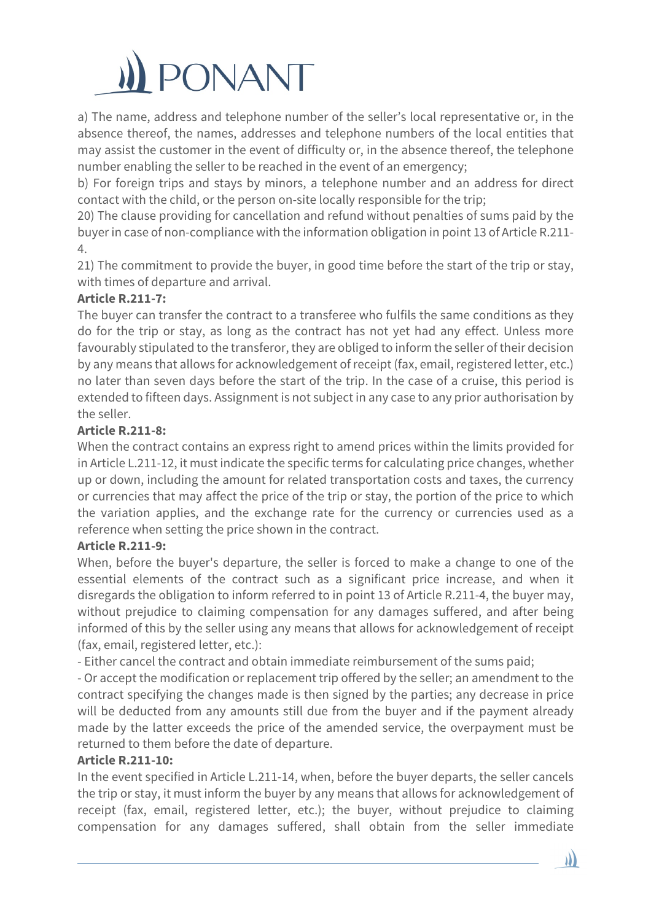a) The name, address and telephone number of the seller's local representative or, in the absence thereof, the names, addresses and telephone numbers of the local entities that may assist the customer in the event of difficulty or, in the absence thereof, the telephone number enabling the seller to be reached in the event of an emergency;

b) For foreign trips and stays by minors, a telephone number and an address for direct contact with the child, or the person on-site locally responsible for the trip;

20) The clause providing for cancellation and refund without penalties of sums paid by the buyer in case of non-compliance with the information obligation in point 13 of Article R.211-4.

21) The commitment to provide the buyer, in good time before the start of the trip or stay, with times of departure and arrival.

**Article R.211-7:**

The buyer can transfer the contract to a transferee who fulfils the same conditions as they do for the trip or stay, as long as the contract has not yet had any effect. Unless more favourably stipulated to the transferor, they are obliged to inform the seller of their decision by any means that allows for acknowledgement of receipt (fax, email, registered letter, etc.) no later than seven days before the start of the trip. In the case of a cruise, this period is extended to fifteen days. Assignment is not subject in any case to any prior authorisation by the seller.

**Article R.211-8:**

When the contract contains an express right to amend prices within the limits provided for in Article L.211-12, it must indicate the specific terms for calculating price changes, whether up or down, including the amount for related transportation costs and taxes, the currency or currencies that may affect the price of the trip or stay, the portion of the price to which the variation applies, and the exchange rate for the currency or currencies used as a reference when setting the price shown in the contract.

**Article R.211-9:**

When, before the buyer's departure, the seller is forced to make a change to one of the essential elements of the contract such as a significant price increase, and when it disregards the obligation to inform referred to in point 13 of Article R.211-4, the buyer may, without prejudice to claiming compensation for any damages suffered, and after being informed of this by the seller using any means that allows for acknowledgement of receipt (fax, email, registered letter, etc.):

- Either cancel the contract and obtain immediate reimbursement of the sums paid;
- Or accept the modification or replacement trip offered by the seller; an amendment to the contract specifying the changes made is then signed by the parties; any decrease in price will be deducted from any amounts still due from the buyer and if the payment already made by the latter exceeds the price of the amended service, the overpayment must be returned to them before the date of departure.

**Article R.211-10:**

In the event specified in Article L.211-14, when, before the buyer departs, the seller cancels the trip or stay, it must inform the buyer by any means that allows for acknowledgement of receipt (fax, email, registered letter, etc.); the buyer, without prejudice to claiming compensation for any damages suffered, shall obtain from the seller immediate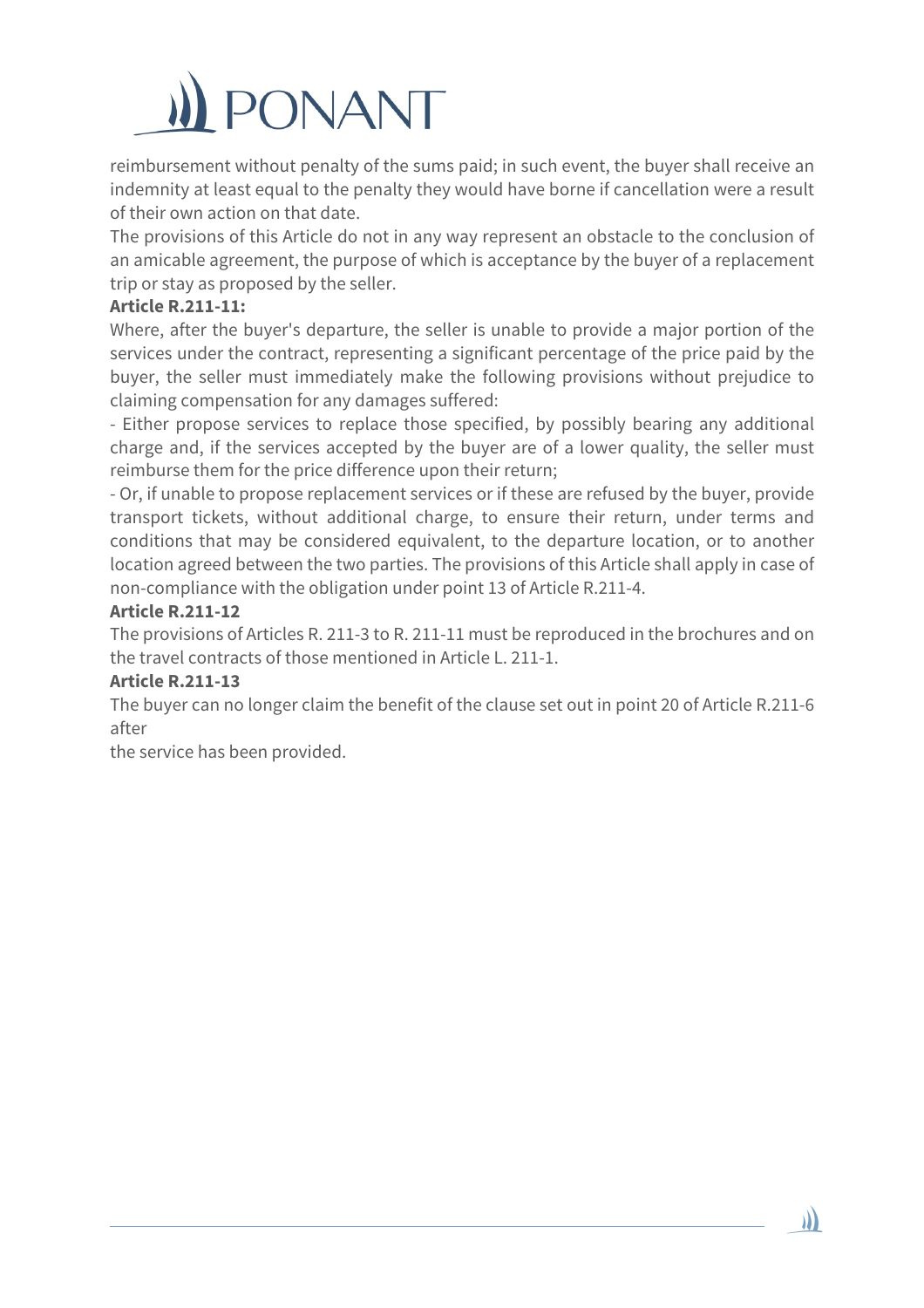reimbursement without penalty of the sums paid; in such event, the buyer shall receive an indemnity at least equal to the penalty they would have borne if cancellation were a result of their own action on that date.

The provisions of this Article do not in any way represent an obstacle to the conclusion of an amicable agreement, the purpose of which is acceptance by the buyer of a replacement trip or stay as proposed by the seller.

**Article R.211-11:**

Where, after the buyer's departure, the seller is unable to provide a major portion of the services under the contract, representing a significant percentage of the price paid by the buyer, the seller must immediately make the following provisions without prejudice to claiming compensation for any damages suffered:

- Either propose services to replace those specified, by possibly bearing any additional charge and, if the services accepted by the buyer are of a lower quality, the seller must reimburse them for the price difference upon their return;
- Or, if unable to propose replacement services or if these are refused by the buyer, provide transport tickets, without additional charge, to ensure their return, under terms and conditions that may be considered equivalent, to the departure location, or to another location agreed between the two parties. The provisions of this Article shall apply in case of non-compliance with the obligation under point 13 of Article R.211-4.

**Article R.211-12**

The provisions of Articles R. 211-3 to R. 211-11 must be reproduced in the brochures and on the travel contracts of those mentioned in Article L. 211-1.

**Article R.211-13**

The buyer can no longer claim the benefit of the clause set out in point 20 of Article R.211-6 after the service has been provided.